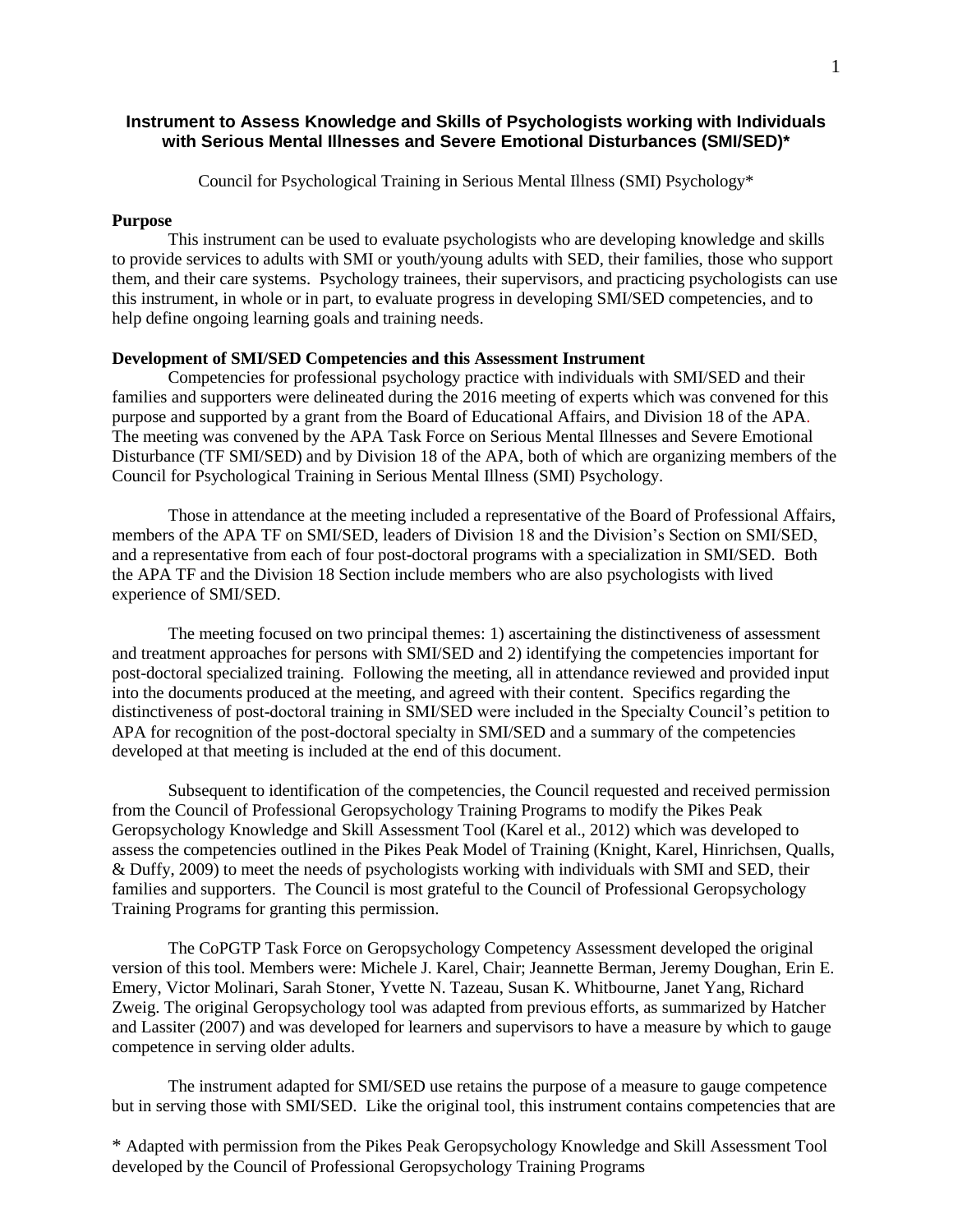# Instrument to Assess Knowledge and Skills of Psychologists working with Individuals with Serious Mental Illnesses and Severe Emotional Disturbances (SMI/SED)*

Council for Psychological Training in Serious Mental Illness (SMI) Psychology*

## Purpose

This instrument can be used to evaluate psychologists who are developing knowledge and skills to provide services to adults with SMI or youth/young adults with SED, their families, those who support them, and their care systems. Psychology trainees, their supervisors, and practicing psychologists can use this instrument, in whole or in part, to evaluate progress in developing SMI/SED competencies, and to help define ongoing learning goals and training needs.

## Development of SMI/SED Competencies and this Assessment Instrument

Competencies for professional psychology practice with individuals with SMI/SED and their families and supporters were delineated during the 2016 meeting of experts which was convened for this purpose and supported by a grant from the Board of Educational Affairs, and Division 18 of the APA. The meeting was convened by the APA Task Force on Serious Mental Illnesses and Severe Emotional Disturbance (TF SMI/SED) and by Division 18 of the APA, both of which are organizing members of the Council for Psychological Training in Serious Mental Illness (SMI) Psychology.

Those in attendance at the meeting included a representative of the Board of Professional Affairs, members of the APA TF on SMI/SED, leaders of Division 18 and the Division's Section on SMI/SED, and a representative from each of four post-doctoral programs with a specialization in SMI/SED. Both the APA TF and the Division 18 Section include members who are also psychologists with lived experience of SMI/SED.

The meeting focused on two principal themes: 1) ascertaining the distinctiveness of assessment and treatment approaches for persons with SMI/SED and 2) identifying the competencies important for post-doctoral specialized training. Following the meeting, all in attendance reviewed and provided input into the documents produced at the meeting, and agreed with their content. Specifics regarding the distinctiveness of post-doctoral training in SMI/SED were included in the Specialty Council's petition to APA for recognition of the post-doctoral specialty in SMI/SED and a summary of the competencies developed at that meeting is included at the end of this document.

Subsequent to identification of the competencies, the Council requested and received permission from the Council of Professional Geropsychology Training Programs to modify the Pikes Peak Geropsychology Knowledge and Skill Assessment Tool (Karel et al., 2012) which was developed to assess the competencies outlined in the Pikes Peak Model of Training (Knight, Karel, Hinrichsen, Qualls, & Duffy, 2009) to meet the needs of psychologists working with individuals with SMI and SED, their families and supporters. The Council is most grateful to the Council of Professional Geropsychology Training Programs for granting this permission.

The CoPGTP Task Force on Geropsychology Competency Assessment developed the original version of this tool. Members were: Michele J. Karel, Chair; Jeannette Berman, Jeremy Doughan, Erin E. Emery, Victor Molinari, Sarah Stoner, Yvette N. Tazeau, Susan K. Whitbourne, Janet Yang, Richard Zweig. The original Geropsychology tool was adapted from previous efforts, as summarized by Hatcher and Lassiter (2007) and was developed for learners and supervisors to have a measure by which to gauge competence in serving older adults.

The instrument adapted for SMI/SED use retains the purpose of a measure to gauge competence but in serving those with SMI/SED. Like the original tool, this instrument contains competencies that are

\* Adapted with permission from the Pikes Peak Geropsychology Knowledge and Skill Assessment Tool developed by the Council of Professional Geropsychology Training Programs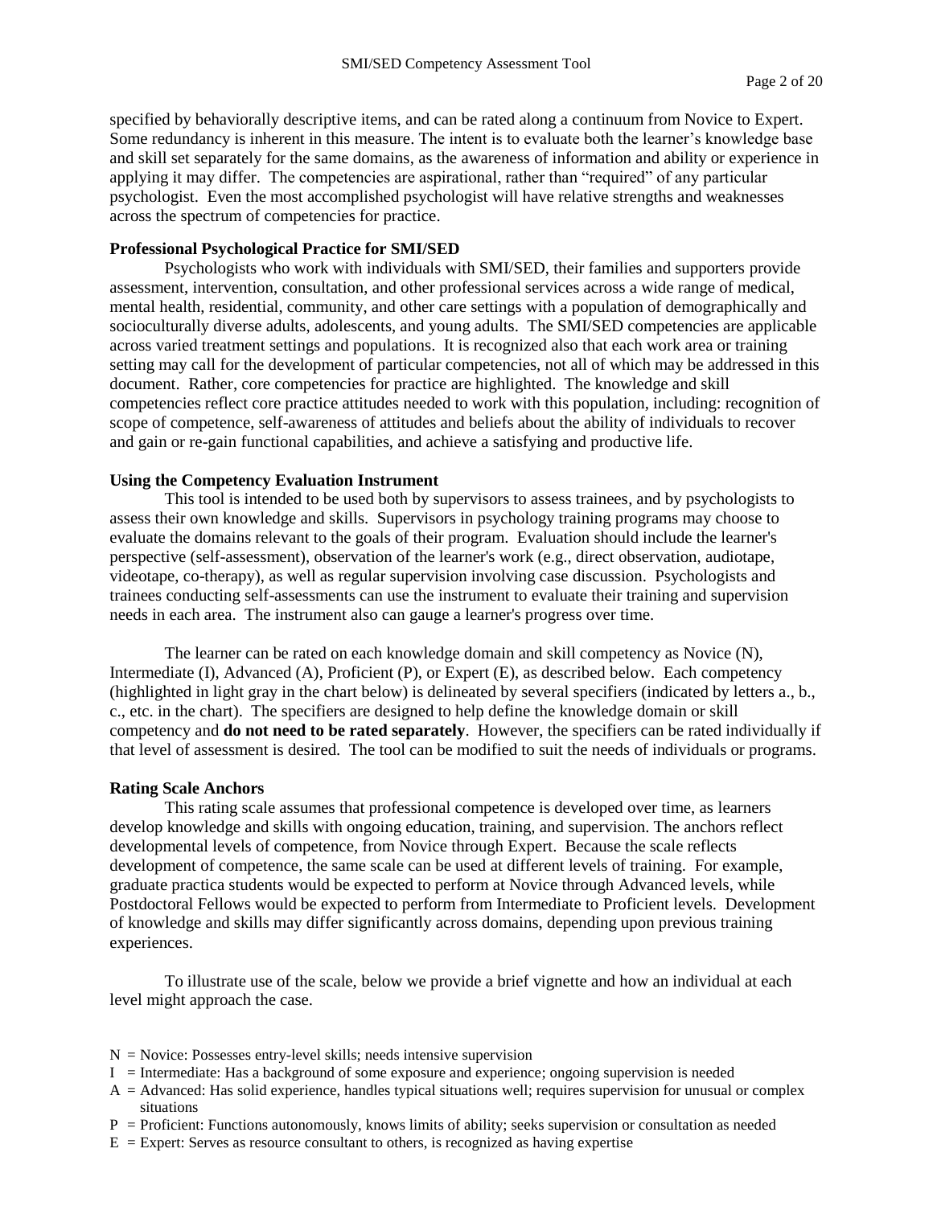specified by behaviorally descriptive items, and can be rated along a continuum from Novice to Expert. Some redundancy is inherent in this measure. The intent is to evaluate both the learner's knowledge base and skill set separately for the same domains, as the awareness of information and ability or experience in applying it may differ. The competencies are aspirational, rather than "required" of any particular psychologist. Even the most accomplished psychologist will have relative strengths and weaknesses across the spectrum of competencies for practice.

**Professional Psychological Practice for SMI/SED**

Psychologists who work with individuals with SMI/SED, their families and supporters provide assessment, intervention, consultation, and other professional services across a wide range of medical, mental health, residential, community, and other care settings with a population of demographically and socioculturally diverse adults, adolescents, and young adults. The SMI/SED competencies are applicable across varied treatment settings and populations. It is recognized also that each work area or training setting may call for the development of particular competencies, not all of which may be addressed in this document. Rather, core competencies for practice are highlighted. The knowledge and skill competencies reflect core practice attitudes needed to work with this population, including: recognition of scope of competence, self-awareness of attitudes and beliefs about the ability of individuals to recover and gain or re-gain functional capabilities, and achieve a satisfying and productive life.

**Using the Competency Evaluation Instrument**

This tool is intended to be used both by supervisors to assess trainees, and by psychologists to assess their own knowledge and skills. Supervisors in psychology training programs may choose to evaluate the domains relevant to the goals of their program. Evaluation should include the learner's perspective (self-assessment), observation of the learner's work (e.g., direct observation, audiotape, videotape, co-therapy), as well as regular supervision involving case discussion. Psychologists and trainees conducting self-assessments can use the instrument to evaluate their training and supervision needs in each area. The instrument also can gauge a learner's progress over time.

The learner can be rated on each knowledge domain and skill competency as Novice (N), Intermediate (I), Advanced (A), Proficient (P), or Expert (E), as described below. Each competency (highlighted in light gray in the chart below) is delineated by several specifiers (indicated by letters a., b., c., etc. in the chart). The specifiers are designed to help define the knowledge domain or skill competency and **do not need to be rated separately**. However, the specifiers can be rated individually if that level of assessment is desired. The tool can be modified to suit the needs of individuals or programs.

**Rating Scale Anchors**

This rating scale assumes that professional competence is developed over time, as learners develop knowledge and skills with ongoing education, training, and supervision. The anchors reflect developmental levels of competence, from Novice through Expert. Because the scale reflects development of competence, the same scale can be used at different levels of training. For example, graduate practica students would be expected to perform at Novice through Advanced levels, while Postdoctoral Fellows would be expected to perform from Intermediate to Proficient levels. Development of knowledge and skills may differ significantly across domains, depending upon previous training experiences.

To illustrate use of the scale, below we provide a brief vignette and how an individual at each level might approach the case.

N = Novice: Possesses entry-level skills; needs intensive supervision
I = Intermediate: Has a background of some exposure and experience; ongoing supervision is needed
A = Advanced: Has solid experience, handles typical situations well; requires supervision for unusual or complex situations
P = Proficient: Functions autonomously, knows limits of ability; seeks supervision or consultation as needed
E = Expert: Serves as resource consultant to others, is recognized as having expertise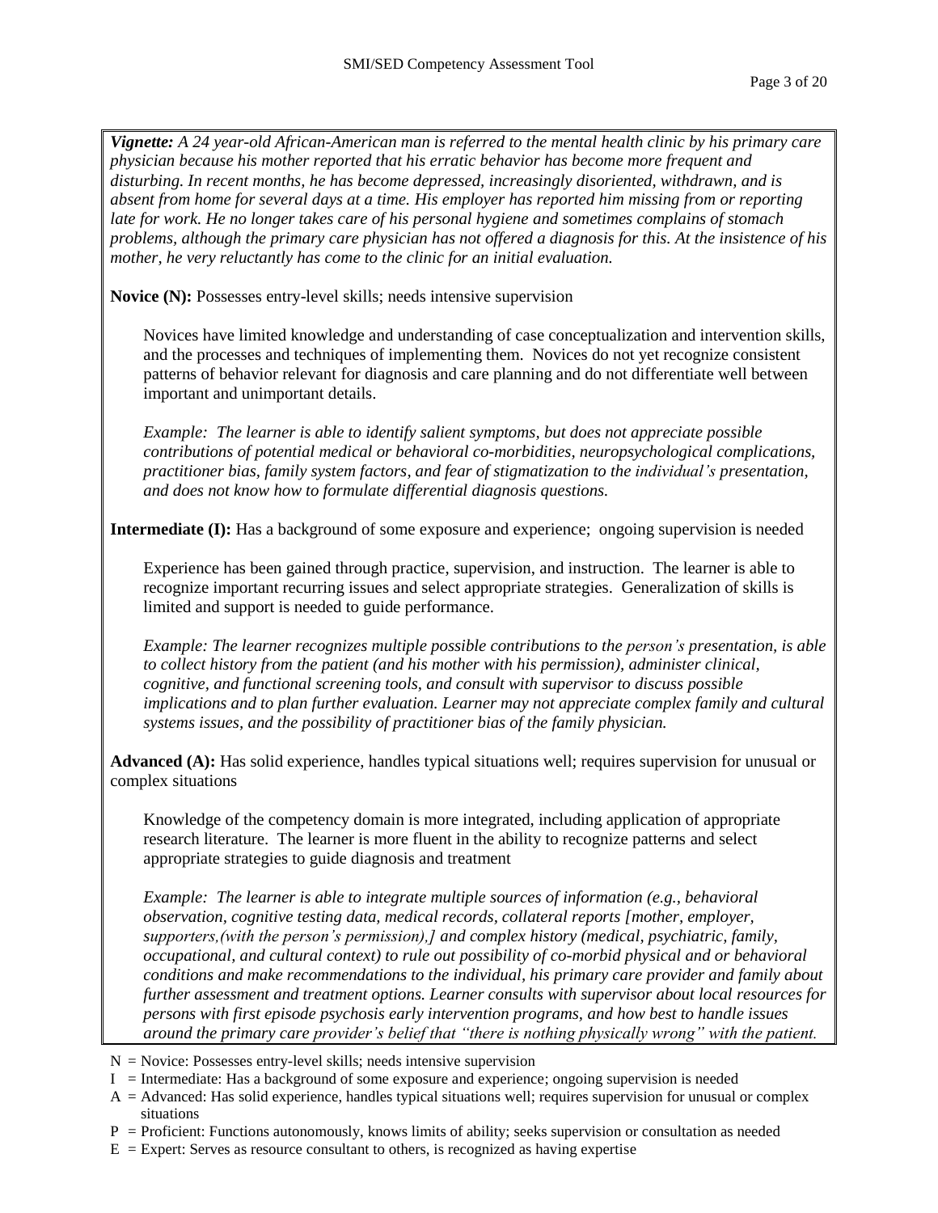***Vignette:*** *A 24 year-old African-American man is referred to the mental health clinic by his primary care physician because his mother reported that his erratic behavior has become more frequent and disturbing. In recent months, he has become depressed, increasingly disoriented, withdrawn, and is absent from home for several days at a time. His employer has reported him missing from or reporting late for work. He no longer takes care of his personal hygiene and sometimes complains of stomach problems, although the primary care physician has not offered a diagnosis for this. At the insistence of his mother, he very reluctantly has come to the clinic for an initial evaluation.*

**Novice (N):** Possesses entry-level skills; needs intensive supervision

Novices have limited knowledge and understanding of case conceptualization and intervention skills, and the processes and techniques of implementing them. Novices do not yet recognize consistent patterns of behavior relevant for diagnosis and care planning and do not differentiate well between important and unimportant details.

*Example: The learner is able to identify salient symptoms, but does not appreciate possible contributions of potential medical or behavioral co-morbidities, neuropsychological complications, practitioner bias, family system factors, and fear of stigmatization to the individual's presentation, and does not know how to formulate differential diagnosis questions.*

**Intermediate (I):** Has a background of some exposure and experience; ongoing supervision is needed

Experience has been gained through practice, supervision, and instruction. The learner is able to recognize important recurring issues and select appropriate strategies. Generalization of skills is limited and support is needed to guide performance.

*Example: The learner recognizes multiple possible contributions to the person's presentation, is able to collect history from the patient (and his mother with his permission), administer clinical, cognitive, and functional screening tools, and consult with supervisor to discuss possible implications and to plan further evaluation. Learner may not appreciate complex family and cultural systems issues, and the possibility of practitioner bias of the family physician.*

**Advanced (A):** Has solid experience, handles typical situations well; requires supervision for unusual or complex situations

Knowledge of the competency domain is more integrated, including application of appropriate research literature. The learner is more fluent in the ability to recognize patterns and select appropriate strategies to guide diagnosis and treatment

*Example: The learner is able to integrate multiple sources of information (e.g., behavioral observation, cognitive testing data, medical records, collateral reports [mother, employer, supporters,(with the person's permission),] and complex history (medical, psychiatric, family, occupational, and cultural context) to rule out possibility of co-morbid physical and or behavioral conditions and make recommendations to the individual, his primary care provider and family about further assessment and treatment options. Learner consults with supervisor about local resources for persons with first episode psychosis early intervention programs, and how best to handle issues around the primary care provider's belief that "there is nothing physically wrong" with the patient.*

N = Novice: Possesses entry-level skills; needs intensive supervision
I = Intermediate: Has a background of some exposure and experience; ongoing supervision is needed
A = Advanced: Has solid experience, handles typical situations well; requires supervision for unusual or complex situations
P = Proficient: Functions autonomously, knows limits of ability; seeks supervision or consultation as needed
E = Expert: Serves as resource consultant to others, is recognized as having expertise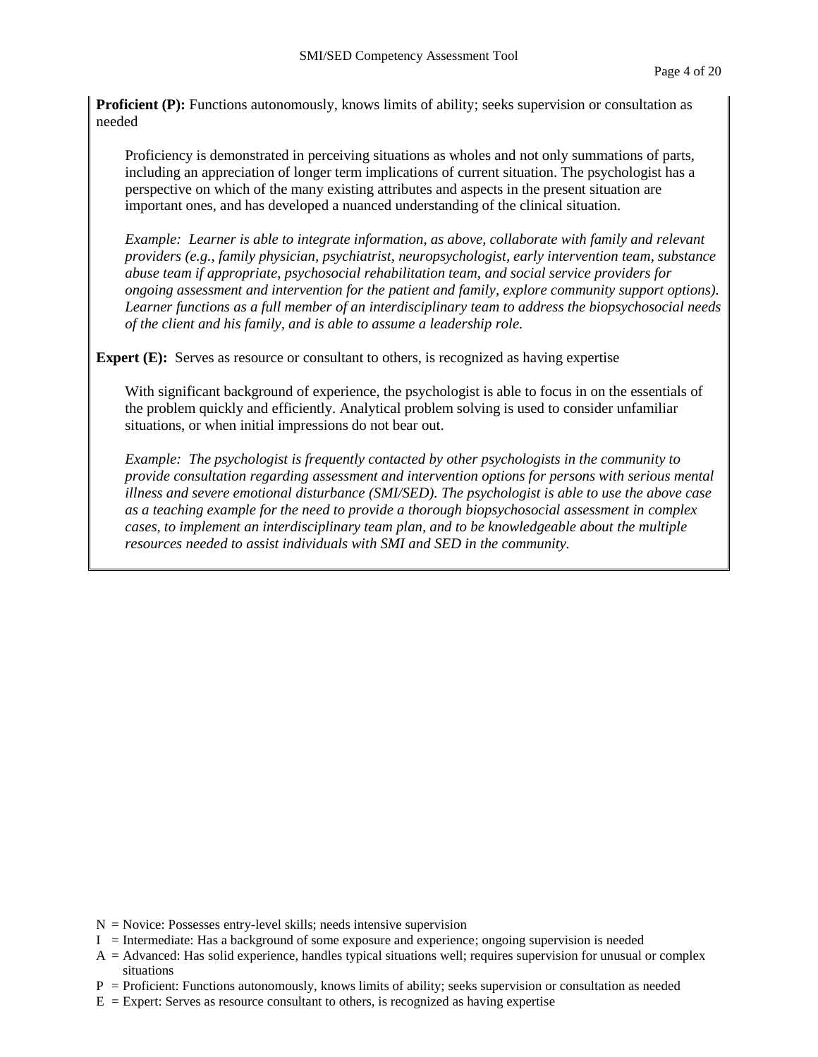**Proficient (P):** Functions autonomously, knows limits of ability; seeks supervision or consultation as needed

Proficiency is demonstrated in perceiving situations as wholes and not only summations of parts, including an appreciation of longer term implications of current situation. The psychologist has a perspective on which of the many existing attributes and aspects in the present situation are important ones, and has developed a nuanced understanding of the clinical situation.

*Example: Learner is able to integrate information, as above, collaborate with family and relevant providers (e.g., family physician, psychiatrist, neuropsychologist, early intervention team, substance abuse team if appropriate, psychosocial rehabilitation team, and social service providers for ongoing assessment and intervention for the patient and family, explore community support options). Learner functions as a full member of an interdisciplinary team to address the biopsychosocial needs of the client and his family, and is able to assume a leadership role.*

**Expert (E):** Serves as resource or consultant to others, is recognized as having expertise

With significant background of experience, the psychologist is able to focus in on the essentials of the problem quickly and efficiently. Analytical problem solving is used to consider unfamiliar situations, or when initial impressions do not bear out.

*Example: The psychologist is frequently contacted by other psychologists in the community to provide consultation regarding assessment and intervention options for persons with serious mental illness and severe emotional disturbance (SMI/SED). The psychologist is able to use the above case as a teaching example for the need to provide a thorough biopsychosocial assessment in complex cases, to implement an interdisciplinary team plan, and to be knowledgeable about the multiple resources needed to assist individuals with SMI and SED in the community.*

N = Novice: Possesses entry-level skills; needs intensive supervision
I = Intermediate: Has a background of some exposure and experience; ongoing supervision is needed
A = Advanced: Has solid experience, handles typical situations well; requires supervision for unusual or complex situations
P = Proficient: Functions autonomously, knows limits of ability; seeks supervision or consultation as needed
E = Expert: Serves as resource consultant to others, is recognized as having expertise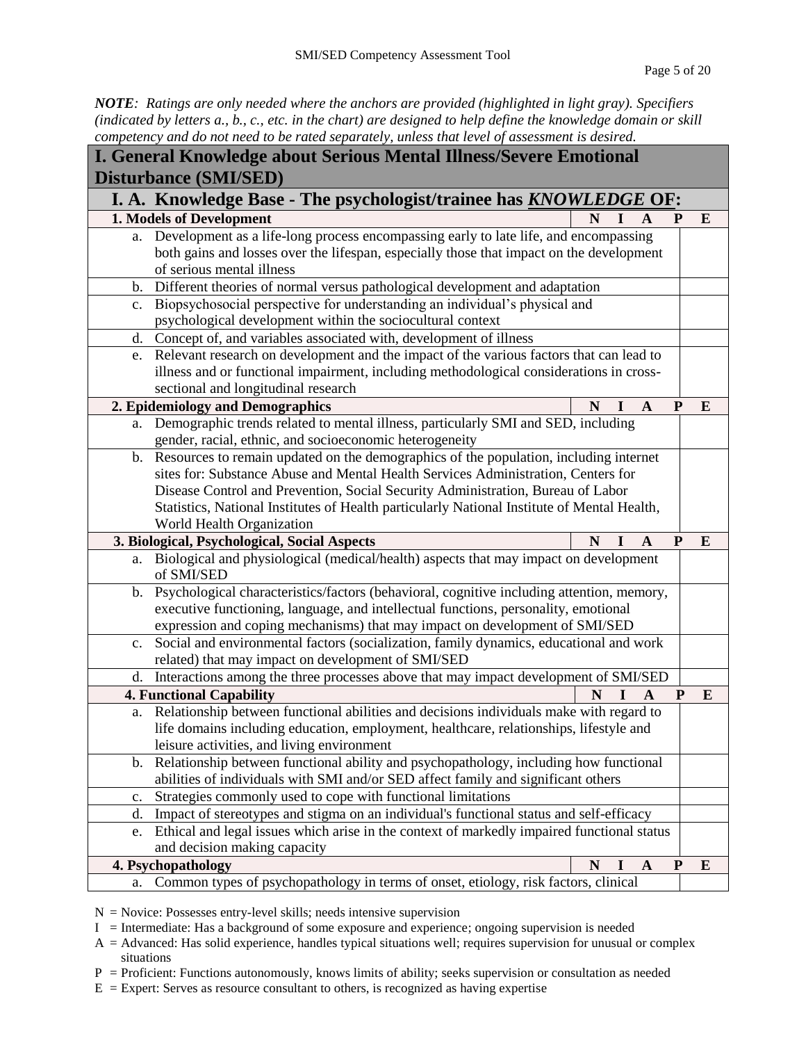*NOTE*: *Ratings are only needed where the anchors are provided (highlighted in light gray). Specifiers (indicated by letters a., b., c., etc. in the chart) are designed to help define the knowledge domain or skill competency and do not need to be rated separately, unless that level of assessment is desired.*

## I. General Knowledge about Serious Mental Illness/Severe Emotional Disturbance (SMI/SED)

### I. A. Knowledge Base - The psychologist/trainee has ***KNOWLEDGE*** OF:

| **1. Models of Development** | **N I A P E** |
|---|---|
| a. Development as a life-long process encompassing early to late life, and encompassing both gains and losses over the lifespan, especially those that impact on the development of serious mental illness | |
| b. Different theories of normal versus pathological development and adaptation | |
| c. Biopsychosocial perspective for understanding an individual's physical and psychological development within the sociocultural context | |
| d. Concept of, and variables associated with, development of illness | |
| e. Relevant research on development and the impact of the various factors that can lead to illness or functional impairment, including methodological considerations in cross-sectional and longitudinal research | |
| **2. Epidemiology and Demographics** | **N I A P E** |
| a. Demographic trends related to mental illness, particularly SMI and SED, including gender, racial, ethnic, and socioeconomic heterogeneity | |
| b. Resources to remain updated on the demographics of the population, including internet sites for: Substance Abuse and Mental Health Services Administration, Centers for Disease Control and Prevention, Social Security Administration, Bureau of Labor Statistics, National Institutes of Health particularly National Institute of Mental Health, World Health Organization | |
| **3. Biological, Psychological, Social Aspects** | **N I A P E** |
| a. Biological and physiological (medical/health) aspects that may impact on development of SMI/SED | |
| b. Psychological characteristics/factors (behavioral, cognitive including attention, memory, executive functioning, language, and intellectual functions, personality, emotional expression and coping mechanisms) that may impact on development of SMI/SED | |
| c. Social and environmental factors (socialization, family dynamics, educational and work related) that may impact on development of SMI/SED | |
| d. Interactions among the three processes above that may impact development of SMI/SED | |
| **4. Functional Capability** | **N I A P E** |
| a. Relationship between functional abilities and decisions individuals make with regard to life domains including education, employment, healthcare, relationships, lifestyle and leisure activities, and living environment | |
| b. Relationship between functional ability and psychopathology, including how functional abilities of individuals with SMI and/or SED affect family and significant others | |
| c. Strategies commonly used to cope with functional limitations | |
| d. Impact of stereotypes and stigma on an individual's functional status and self-efficacy | |
| e. Ethical and legal issues which arise in the context of markedly impaired functional status and decision making capacity | |
| **4. Psychopathology** | **N I A P E** |
| a. Common types of psychopathology in terms of onset, etiology, risk factors, clinical | |

N = Novice: Possesses entry-level skills; needs intensive supervision

I = Intermediate: Has a background of some exposure and experience; ongoing supervision is needed

A = Advanced: Has solid experience, handles typical situations well; requires supervision for unusual or complex situations

P = Proficient: Functions autonomously, knows limits of ability; seeks supervision or consultation as needed

E = Expert: Serves as resource consultant to others, is recognized as having expertise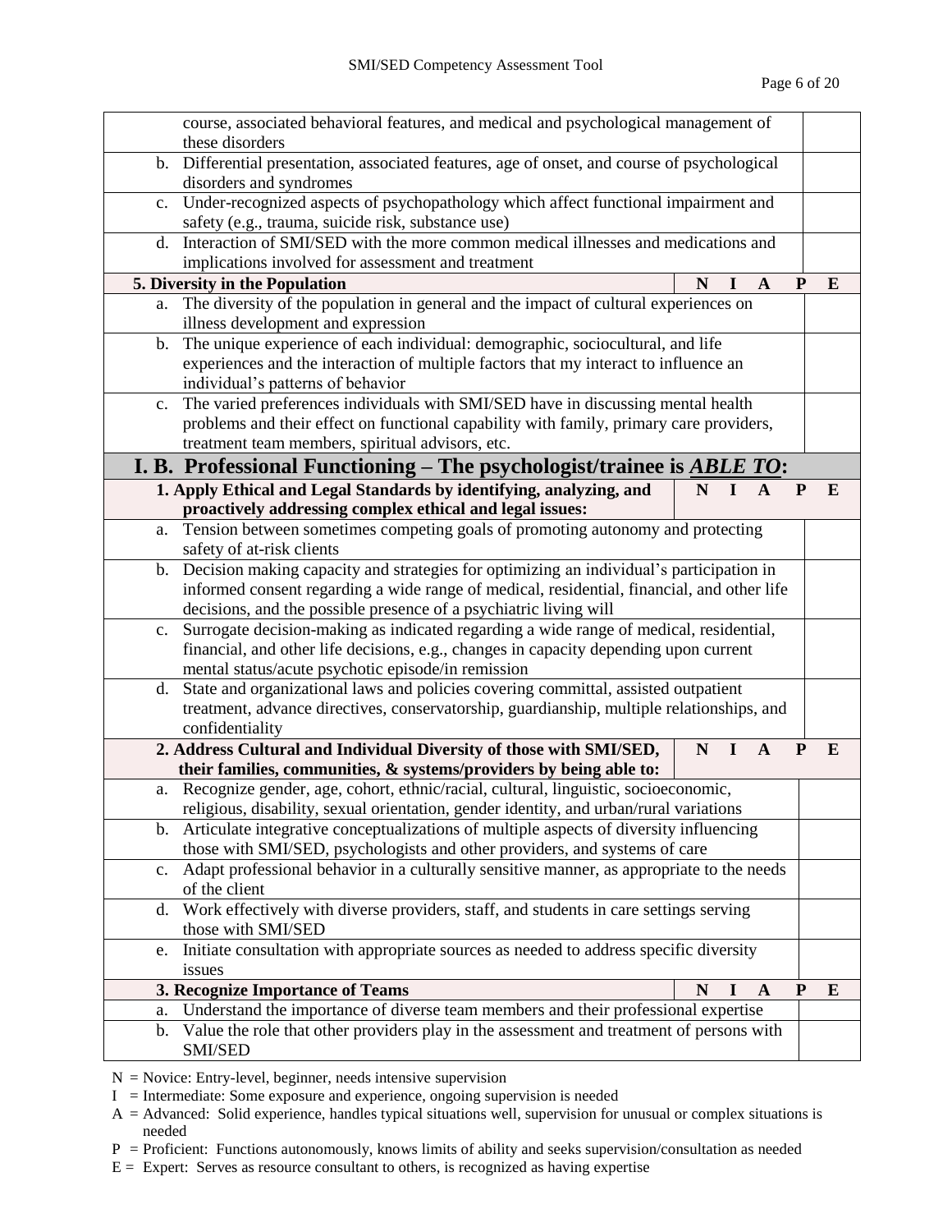| | |
|---|---|
| course, associated behavioral features, and medical and psychological management of these disorders | |
| b. Differential presentation, associated features, age of onset, and course of psychological disorders and syndromes | |
| c. Under-recognized aspects of psychopathology which affect functional impairment and safety (e.g., trauma, suicide risk, substance use) | |
| d. Interaction of SMI/SED with the more common medical illnesses and medications and implications involved for assessment and treatment | |
| **5. Diversity in the Population** | **N I A P E** |
| a. The diversity of the population in general and the impact of cultural experiences on illness development and expression | |
| b. The unique experience of each individual: demographic, sociocultural, and life experiences and the interaction of multiple factors that my interact to influence an individual's patterns of behavior | |
| c. The varied preferences individuals with SMI/SED have in discussing mental health problems and their effect on functional capability with family, primary care providers, treatment team members, spiritual advisors, etc. | |

## I. B. Professional Functioning – The psychologist/trainee is ***ABLE TO***:

| | |
|---|---|
| **1. Apply Ethical and Legal Standards by identifying, analyzing, and proactively addressing complex ethical and legal issues:** | **N I A P E** |
| a. Tension between sometimes competing goals of promoting autonomy and protecting safety of at-risk clients | |
| b. Decision making capacity and strategies for optimizing an individual's participation in informed consent regarding a wide range of medical, residential, financial, and other life decisions, and the possible presence of a psychiatric living will | |
| c. Surrogate decision-making as indicated regarding a wide range of medical, residential, financial, and other life decisions, e.g., changes in capacity depending upon current mental status/acute psychotic episode/in remission | |
| d. State and organizational laws and policies covering committal, assisted outpatient treatment, advance directives, conservatorship, guardianship, multiple relationships, and confidentiality | |
| **2. Address Cultural and Individual Diversity of those with SMI/SED, their families, communities, & systems/providers by being able to:** | **N I A P E** |
| a. Recognize gender, age, cohort, ethnic/racial, cultural, linguistic, socioeconomic, religious, disability, sexual orientation, gender identity, and urban/rural variations | |
| b. Articulate integrative conceptualizations of multiple aspects of diversity influencing those with SMI/SED, psychologists and other providers, and systems of care | |
| c. Adapt professional behavior in a culturally sensitive manner, as appropriate to the needs of the client | |
| d. Work effectively with diverse providers, staff, and students in care settings serving those with SMI/SED | |
| e. Initiate consultation with appropriate sources as needed to address specific diversity issues | |
| **3. Recognize Importance of Teams** | **N I A P E** |
| a. Understand the importance of diverse team members and their professional expertise | |
| b. Value the role that other providers play in the assessment and treatment of persons with SMI/SED | |

N = Novice: Entry-level, beginner, needs intensive supervision

I = Intermediate: Some exposure and experience, ongoing supervision is needed

A = Advanced: Solid experience, handles typical situations well, supervision for unusual or complex situations is needed

P = Proficient: Functions autonomously, knows limits of ability and seeks supervision/consultation as needed

E = Expert: Serves as resource consultant to others, is recognized as having expertise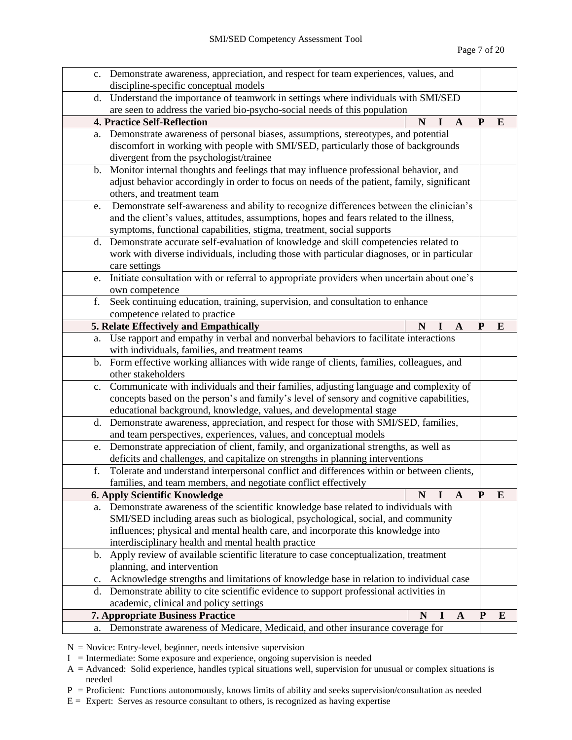| | |
|---|---|
| c. Demonstrate awareness, appreciation, and respect for team experiences, values, and discipline-specific conceptual models | |
| d. Understand the importance of teamwork in settings where individuals with SMI/SED are seen to address the varied bio-psycho-social needs of this population | |
| **4. Practice Self-Reflection** | **N I A P E** |
| a. Demonstrate awareness of personal biases, assumptions, stereotypes, and potential discomfort in working with people with SMI/SED, particularly those of backgrounds divergent from the psychologist/trainee | |
| b. Monitor internal thoughts and feelings that may influence professional behavior, and adjust behavior accordingly in order to focus on needs of the patient, family, significant others, and treatment team | |
| e. Demonstrate self-awareness and ability to recognize differences between the clinician's and the client's values, attitudes, assumptions, hopes and fears related to the illness, symptoms, functional capabilities, stigma, treatment, social supports | |
| d. Demonstrate accurate self-evaluation of knowledge and skill competencies related to work with diverse individuals, including those with particular diagnoses, or in particular care settings | |
| e. Initiate consultation with or referral to appropriate providers when uncertain about one's own competence | |
| f. Seek continuing education, training, supervision, and consultation to enhance competence related to practice | |
| **5. Relate Effectively and Empathically** | **N I A P E** |
| a. Use rapport and empathy in verbal and nonverbal behaviors to facilitate interactions with individuals, families, and treatment teams | |
| b. Form effective working alliances with wide range of clients, families, colleagues, and other stakeholders | |
| c. Communicate with individuals and their families, adjusting language and complexity of concepts based on the person's and family's level of sensory and cognitive capabilities, educational background, knowledge, values, and developmental stage | |
| d. Demonstrate awareness, appreciation, and respect for those with SMI/SED, families, and team perspectives, experiences, values, and conceptual models | |
| e. Demonstrate appreciation of client, family, and organizational strengths, as well as deficits and challenges, and capitalize on strengths in planning interventions | |
| f. Tolerate and understand interpersonal conflict and differences within or between clients, families, and team members, and negotiate conflict effectively | |
| **6. Apply Scientific Knowledge** | **N I A P E** |
| a. Demonstrate awareness of the scientific knowledge base related to individuals with SMI/SED including areas such as biological, psychological, social, and community influences; physical and mental health care, and incorporate this knowledge into interdisciplinary health and mental health practice | |
| b. Apply review of available scientific literature to case conceptualization, treatment planning, and intervention | |
| c. Acknowledge strengths and limitations of knowledge base in relation to individual case | |
| d. Demonstrate ability to cite scientific evidence to support professional activities in academic, clinical and policy settings | |
| **7. Appropriate Business Practice** | **N I A P E** |
| a. Demonstrate awareness of Medicare, Medicaid, and other insurance coverage for | |

N = Novice: Entry-level, beginner, needs intensive supervision

I = Intermediate: Some exposure and experience, ongoing supervision is needed

A = Advanced: Solid experience, handles typical situations well, supervision for unusual or complex situations is needed

P = Proficient: Functions autonomously, knows limits of ability and seeks supervision/consultation as needed

E = Expert: Serves as resource consultant to others, is recognized as having expertise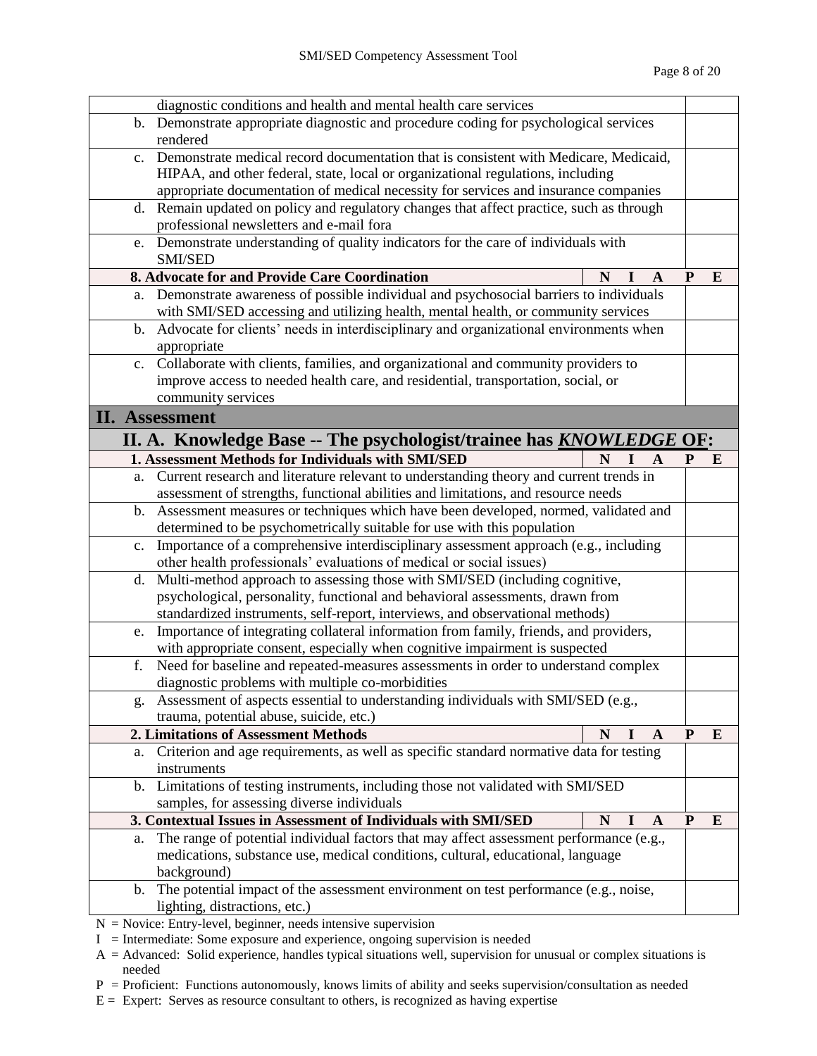| | |
|---|---|
| diagnostic conditions and health and mental health care services | |
| b. Demonstrate appropriate diagnostic and procedure coding for psychological services rendered | |
| c. Demonstrate medical record documentation that is consistent with Medicare, Medicaid, HIPAA, and other federal, state, local or organizational regulations, including appropriate documentation of medical necessity for services and insurance companies | |
| d. Remain updated on policy and regulatory changes that affect practice, such as through professional newsletters and e-mail fora | |
| e. Demonstrate understanding of quality indicators for the care of individuals with SMI/SED | |
| **8. Advocate for and Provide Care Coordination** | **N I A P E** |
| a. Demonstrate awareness of possible individual and psychosocial barriers to individuals with SMI/SED accessing and utilizing health, mental health, or community services | |
| b. Advocate for clients' needs in interdisciplinary and organizational environments when appropriate | |
| c. Collaborate with clients, families, and organizational and community providers to improve access to needed health care, and residential, transportation, social, or community services | |

## II. Assessment

### II. A. Knowledge Base -- The psychologist/trainee has *KNOWLEDGE* OF:

| | |
|---|---|
| **1. Assessment Methods for Individuals with SMI/SED** | **N I A P E** |
| a. Current research and literature relevant to understanding theory and current trends in assessment of strengths, functional abilities and limitations, and resource needs | |
| b. Assessment measures or techniques which have been developed, normed, validated and determined to be psychometrically suitable for use with this population | |
| c. Importance of a comprehensive interdisciplinary assessment approach (e.g., including other health professionals' evaluations of medical or social issues) | |
| d. Multi-method approach to assessing those with SMI/SED (including cognitive, psychological, personality, functional and behavioral assessments, drawn from standardized instruments, self-report, interviews, and observational methods) | |
| e. Importance of integrating collateral information from family, friends, and providers, with appropriate consent, especially when cognitive impairment is suspected | |
| f. Need for baseline and repeated-measures assessments in order to understand complex diagnostic problems with multiple co-morbidities | |
| g. Assessment of aspects essential to understanding individuals with SMI/SED (e.g., trauma, potential abuse, suicide, etc.) | |
| **2. Limitations of Assessment Methods** | **N I A P E** |
| a. Criterion and age requirements, as well as specific standard normative data for testing instruments | |
| b. Limitations of testing instruments, including those not validated with SMI/SED samples, for assessing diverse individuals | |
| **3. Contextual Issues in Assessment of Individuals with SMI/SED** | **N I A P E** |
| a. The range of potential individual factors that may affect assessment performance (e.g., medications, substance use, medical conditions, cultural, educational, language background) | |
| b. The potential impact of the assessment environment on test performance (e.g., noise, lighting, distractions, etc.) | |

N = Novice: Entry-level, beginner, needs intensive supervision

I = Intermediate: Some exposure and experience, ongoing supervision is needed

A = Advanced: Solid experience, handles typical situations well, supervision for unusual or complex situations is needed

P = Proficient: Functions autonomously, knows limits of ability and seeks supervision/consultation as needed

E = Expert: Serves as resource consultant to others, is recognized as having expertise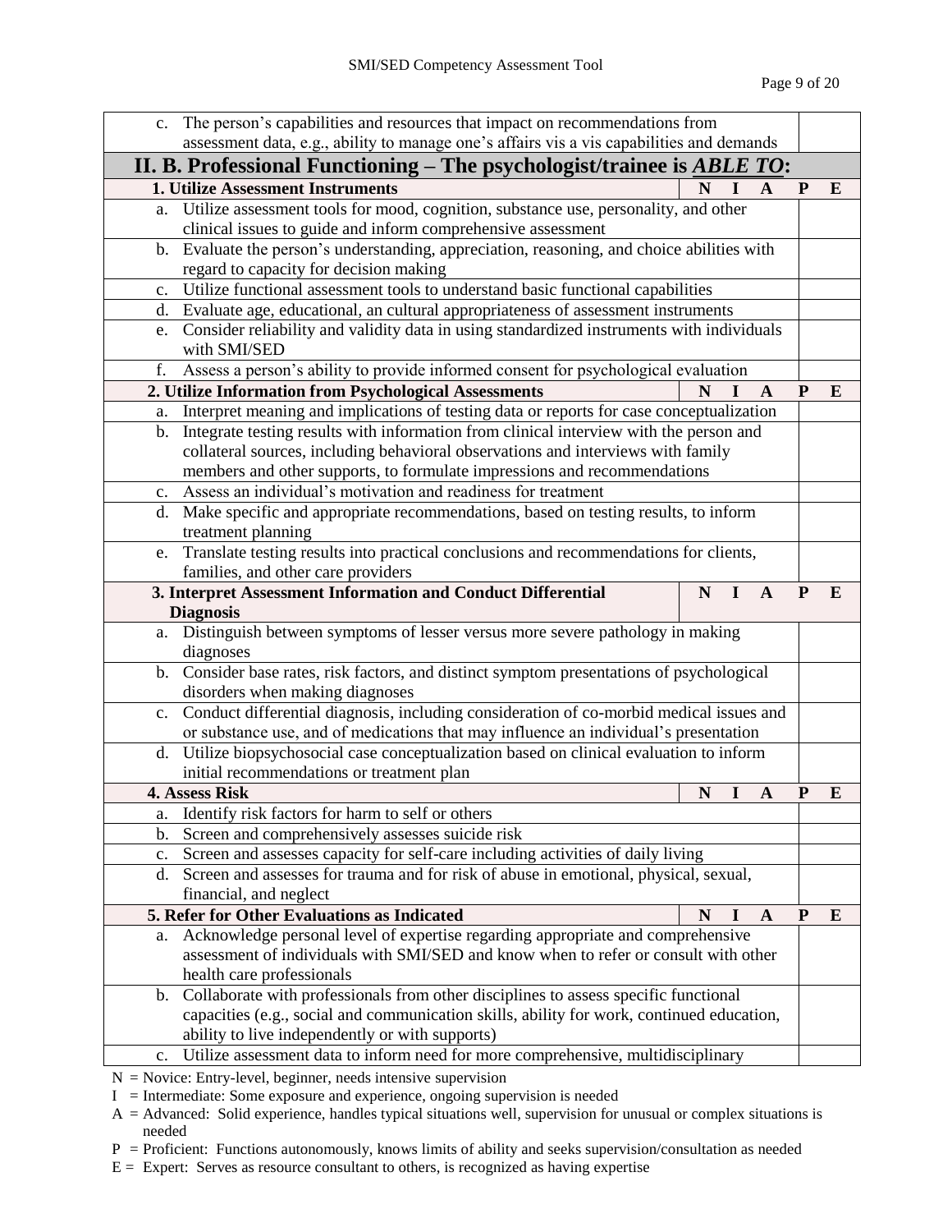| | |
|---|---|
| c. The person's capabilities and resources that impact on recommendations from assessment data, e.g., ability to manage one's affairs vis a vis capabilities and demands | |

## II. B. Professional Functioning – The psychologist/trainee is ***ABLE TO***:

| **1. Utilize Assessment Instruments** | **N I A P E** |
|---|---|
| a. Utilize assessment tools for mood, cognition, substance use, personality, and other clinical issues to guide and inform comprehensive assessment | |
| b. Evaluate the person's understanding, appreciation, reasoning, and choice abilities with regard to capacity for decision making | |
| c. Utilize functional assessment tools to understand basic functional capabilities | |
| d. Evaluate age, educational, an cultural appropriateness of assessment instruments | |
| e. Consider reliability and validity data in using standardized instruments with individuals with SMI/SED | |
| f. Assess a person's ability to provide informed consent for psychological evaluation | |
| **2. Utilize Information from Psychological Assessments** | **N I A P E** |
| a. Interpret meaning and implications of testing data or reports for case conceptualization | |
| b. Integrate testing results with information from clinical interview with the person and collateral sources, including behavioral observations and interviews with family members and other supports, to formulate impressions and recommendations | |
| c. Assess an individual's motivation and readiness for treatment | |
| d. Make specific and appropriate recommendations, based on testing results, to inform treatment planning | |
| e. Translate testing results into practical conclusions and recommendations for clients, families, and other care providers | |
| **3. Interpret Assessment Information and Conduct Differential Diagnosis** | **N I A P E** |
| a. Distinguish between symptoms of lesser versus more severe pathology in making diagnoses | |
| b. Consider base rates, risk factors, and distinct symptom presentations of psychological disorders when making diagnoses | |
| c. Conduct differential diagnosis, including consideration of co-morbid medical issues and or substance use, and of medications that may influence an individual's presentation | |
| d. Utilize biopsychosocial case conceptualization based on clinical evaluation to inform initial recommendations or treatment plan | |
| **4. Assess Risk** | **N I A P E** |
| a. Identify risk factors for harm to self or others | |
| b. Screen and comprehensively assesses suicide risk | |
| c. Screen and assesses capacity for self-care including activities of daily living | |
| d. Screen and assesses for trauma and for risk of abuse in emotional, physical, sexual, financial, and neglect | |
| **5. Refer for Other Evaluations as Indicated** | **N I A P E** |
| a. Acknowledge personal level of expertise regarding appropriate and comprehensive assessment of individuals with SMI/SED and know when to refer or consult with other health care professionals | |
| b. Collaborate with professionals from other disciplines to assess specific functional capacities (e.g., social and communication skills, ability for work, continued education, ability to live independently or with supports) | |
| c. Utilize assessment data to inform need for more comprehensive, multidisciplinary | |

N = Novice: Entry-level, beginner, needs intensive supervision

I = Intermediate: Some exposure and experience, ongoing supervision is needed

A = Advanced: Solid experience, handles typical situations well, supervision for unusual or complex situations is needed

P = Proficient: Functions autonomously, knows limits of ability and seeks supervision/consultation as needed

E = Expert: Serves as resource consultant to others, is recognized as having expertise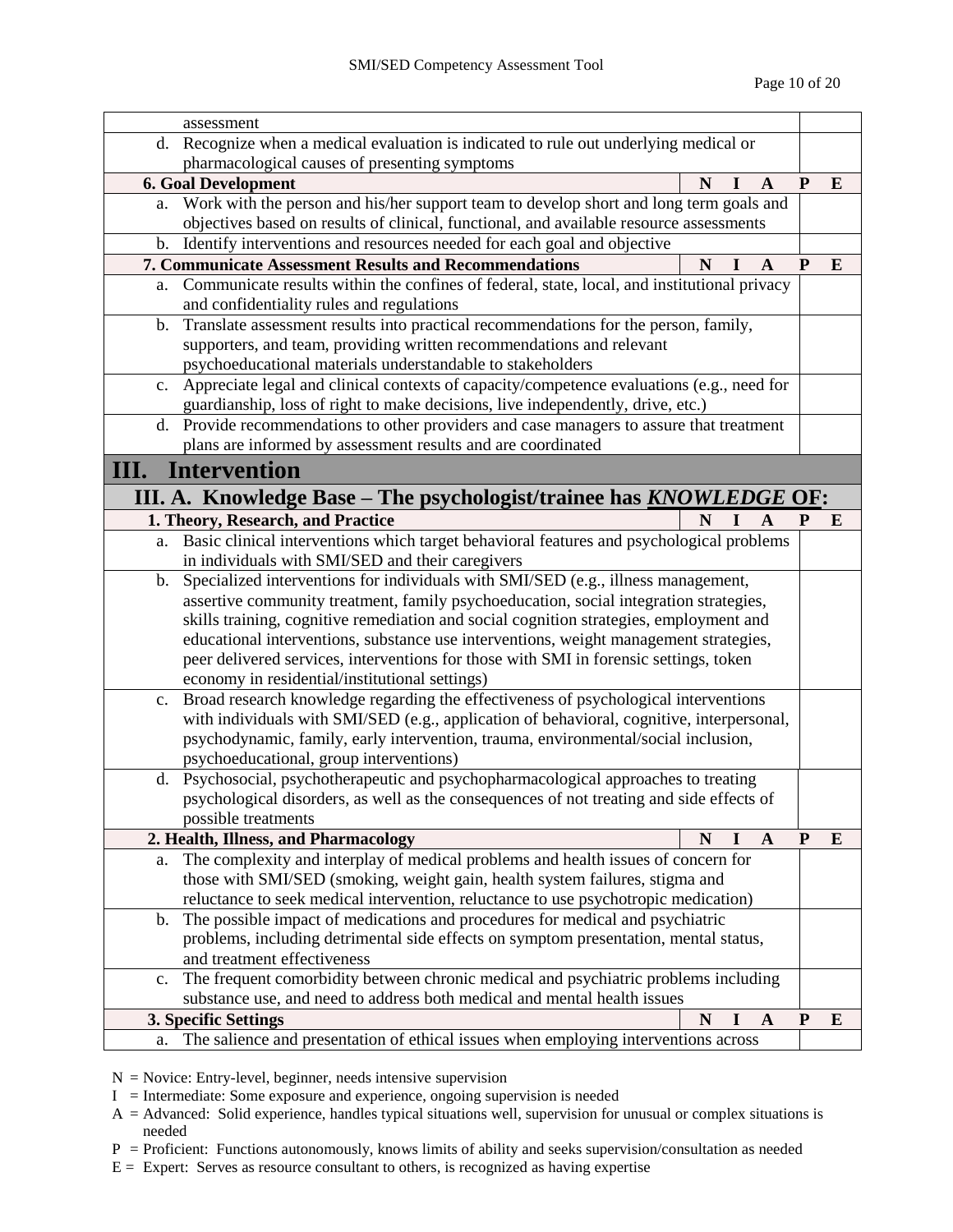| | |
|---|---|
| assessment | |
| d. Recognize when a medical evaluation is indicated to rule out underlying medical or pharmacological causes of presenting symptoms | |
| **6. Goal Development** N I A | **P E** |
| a. Work with the person and his/her support team to develop short and long term goals and objectives based on results of clinical, functional, and available resource assessments | |
| b. Identify interventions and resources needed for each goal and objective | |
| **7. Communicate Assessment Results and Recommendations** N I A | **P E** |
| a. Communicate results within the confines of federal, state, local, and institutional privacy and confidentiality rules and regulations | |
| b. Translate assessment results into practical recommendations for the person, family, supporters, and team, providing written recommendations and relevant psychoeducational materials understandable to stakeholders | |
| c. Appreciate legal and clinical contexts of capacity/competence evaluations (e.g., need for guardianship, loss of right to make decisions, live independently, drive, etc.) | |
| d. Provide recommendations to other providers and case managers to assure that treatment plans are informed by assessment results and are coordinated | |

# III. Intervention

## III. A. Knowledge Base – The psychologist/trainee has *KNOWLEDGE* OF:

| | |
|---|---|
| **1. Theory, Research, and Practice** N I A | **P E** |
| a. Basic clinical interventions which target behavioral features and psychological problems in individuals with SMI/SED and their caregivers | |
| b. Specialized interventions for individuals with SMI/SED (e.g., illness management, assertive community treatment, family psychoeducation, social integration strategies, skills training, cognitive remediation and social cognition strategies, employment and educational interventions, substance use interventions, weight management strategies, peer delivered services, interventions for those with SMI in forensic settings, token economy in residential/institutional settings) | |
| c. Broad research knowledge regarding the effectiveness of psychological interventions with individuals with SMI/SED (e.g., application of behavioral, cognitive, interpersonal, psychodynamic, family, early intervention, trauma, environmental/social inclusion, psychoeducational, group interventions) | |
| d. Psychosocial, psychotherapeutic and psychopharmacological approaches to treating psychological disorders, as well as the consequences of not treating and side effects of possible treatments | |
| **2. Health, Illness, and Pharmacology** N I A | **P E** |
| a. The complexity and interplay of medical problems and health issues of concern for those with SMI/SED (smoking, weight gain, health system failures, stigma and reluctance to seek medical intervention, reluctance to use psychotropic medication) | |
| b. The possible impact of medications and procedures for medical and psychiatric problems, including detrimental side effects on symptom presentation, mental status, and treatment effectiveness | |
| c. The frequent comorbidity between chronic medical and psychiatric problems including substance use, and need to address both medical and mental health issues | |
| **3. Specific Settings** N I A | **P E** |
| a. The salience and presentation of ethical issues when employing interventions across | |

N = Novice: Entry-level, beginner, needs intensive supervision
I = Intermediate: Some exposure and experience, ongoing supervision is needed
A = Advanced: Solid experience, handles typical situations well, supervision for unusual or complex situations is needed
P = Proficient: Functions autonomously, knows limits of ability and seeks supervision/consultation as needed
E = Expert: Serves as resource consultant to others, is recognized as having expertise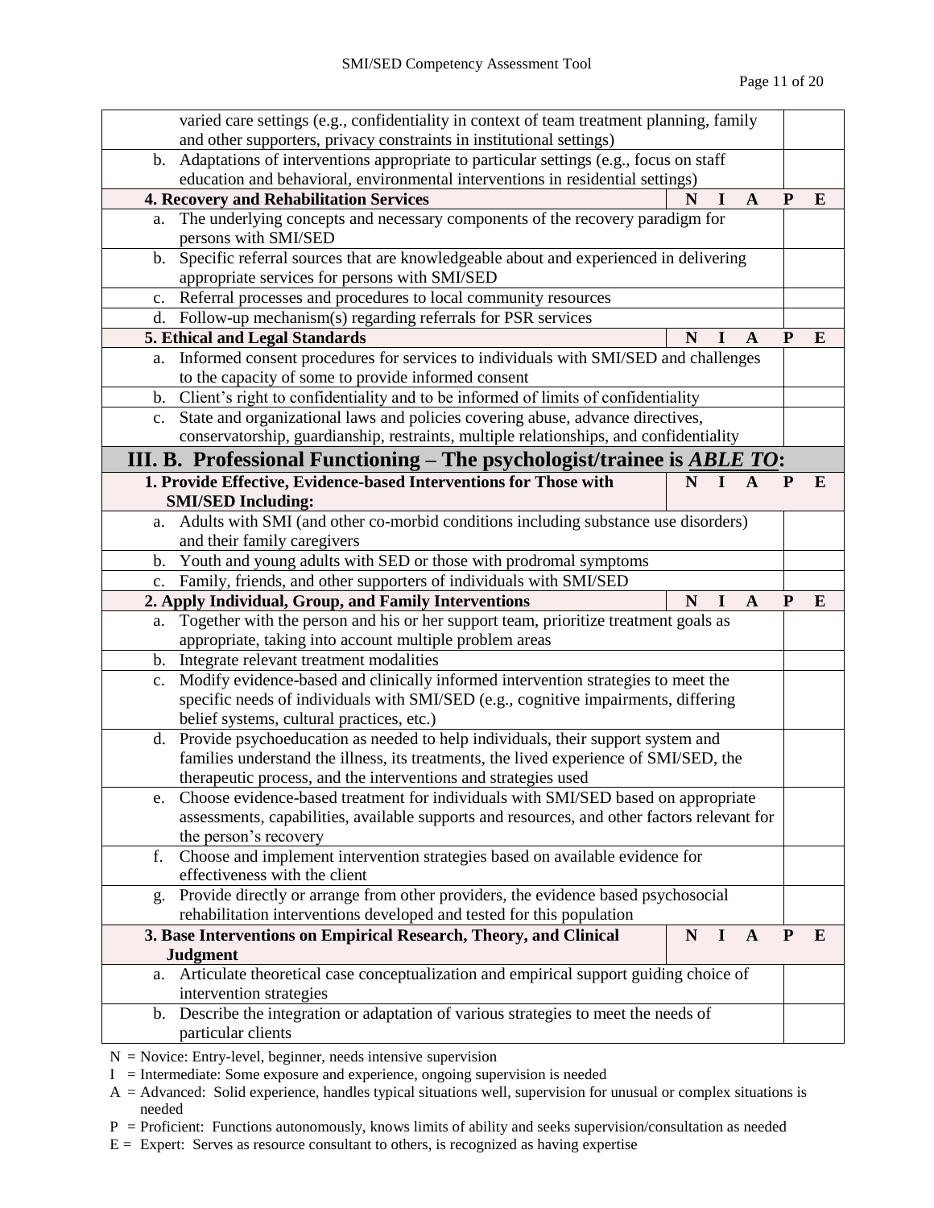| | |
|---|---|
| varied care settings (e.g., confidentiality in context of team treatment planning, family and other supporters, privacy constraints in institutional settings) | |
| b. Adaptations of interventions appropriate to particular settings (e.g., focus on staff education and behavioral, environmental interventions in residential settings) | |
| **4. Recovery and Rehabilitation Services** | **N I A P E** |
| a. The underlying concepts and necessary components of the recovery paradigm for persons with SMI/SED | |
| b. Specific referral sources that are knowledgeable about and experienced in delivering appropriate services for persons with SMI/SED | |
| c. Referral processes and procedures to local community resources | |
| d. Follow-up mechanism(s) regarding referrals for PSR services | |
| **5. Ethical and Legal Standards** | **N I A P E** |
| a. Informed consent procedures for services to individuals with SMI/SED and challenges to the capacity of some to provide informed consent | |
| b. Client's right to confidentiality and to be informed of limits of confidentiality | |
| c. State and organizational laws and policies covering abuse, advance directives, conservatorship, guardianship, restraints, multiple relationships, and confidentiality | |

## III. B. Professional Functioning – The psychologist/trainee is ***ABLE TO*:**

| | |
|---|---|
| **1. Provide Effective, Evidence-based Interventions for Those with SMI/SED Including:** | **N I A P E** |
| a. Adults with SMI (and other co-morbid conditions including substance use disorders) and their family caregivers | |
| b. Youth and young adults with SED or those with prodromal symptoms | |
| c. Family, friends, and other supporters of individuals with SMI/SED | |
| **2. Apply Individual, Group, and Family Interventions** | **N I A P E** |
| a. Together with the person and his or her support team, prioritize treatment goals as appropriate, taking into account multiple problem areas | |
| b. Integrate relevant treatment modalities | |
| c. Modify evidence-based and clinically informed intervention strategies to meet the specific needs of individuals with SMI/SED (e.g., cognitive impairments, differing belief systems, cultural practices, etc.) | |
| d. Provide psychoeducation as needed to help individuals, their support system and families understand the illness, its treatments, the lived experience of SMI/SED, the therapeutic process, and the interventions and strategies used | |
| e. Choose evidence-based treatment for individuals with SMI/SED based on appropriate assessments, capabilities, available supports and resources, and other factors relevant for the person's recovery | |
| f. Choose and implement intervention strategies based on available evidence for effectiveness with the client | |
| g. Provide directly or arrange from other providers, the evidence based psychosocial rehabilitation interventions developed and tested for this population | |
| **3. Base Interventions on Empirical Research, Theory, and Clinical Judgment** | **N I A P E** |
| a. Articulate theoretical case conceptualization and empirical support guiding choice of intervention strategies | |
| b. Describe the integration or adaptation of various strategies to meet the needs of particular clients | |

N = Novice: Entry-level, beginner, needs intensive supervision
I = Intermediate: Some exposure and experience, ongoing supervision is needed
A = Advanced: Solid experience, handles typical situations well, supervision for unusual or complex situations is needed
P = Proficient: Functions autonomously, knows limits of ability and seeks supervision/consultation as needed
E = Expert: Serves as resource consultant to others, is recognized as having expertise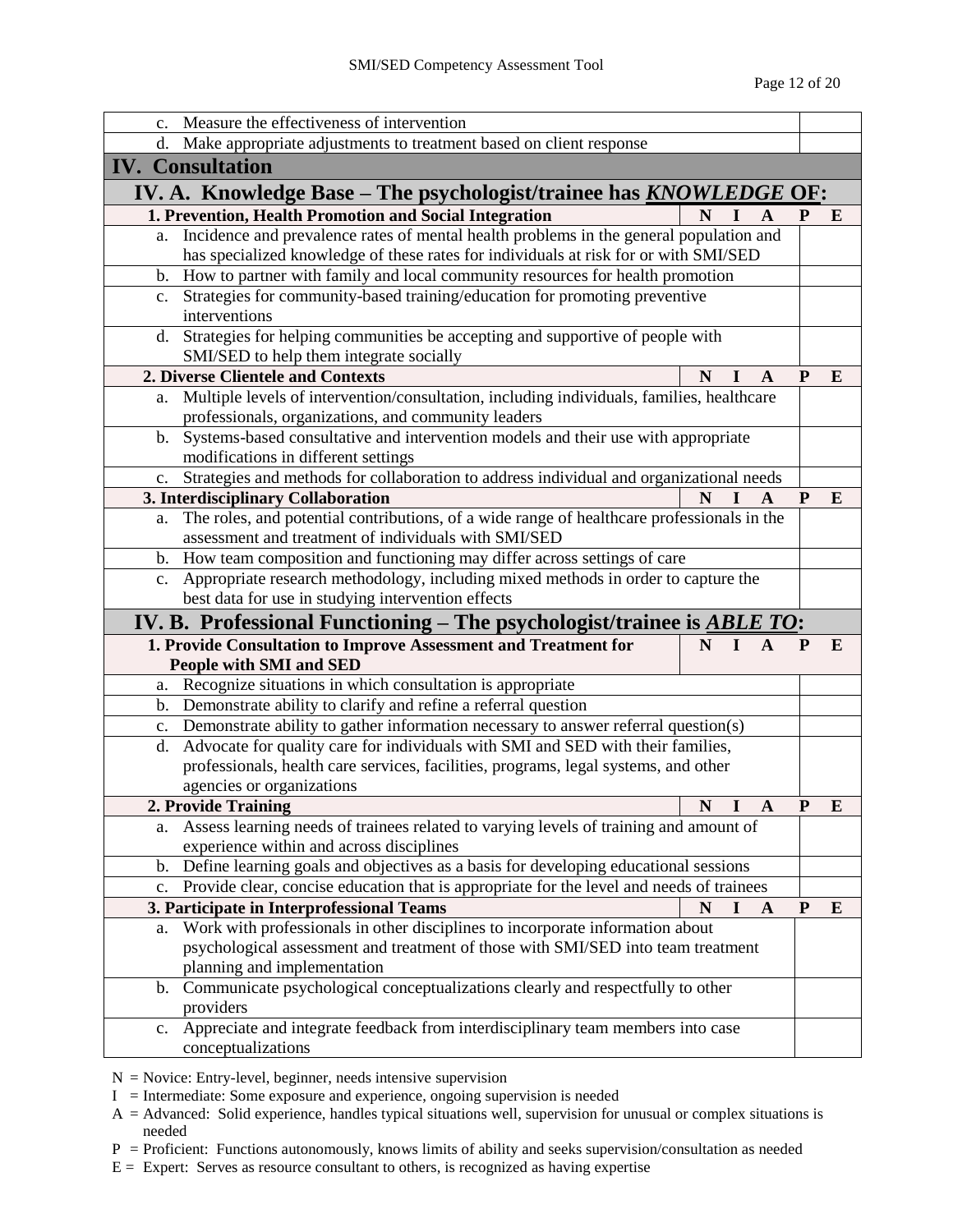| | |
|---|---|
| c. Measure the effectiveness of intervention | |
| d. Make appropriate adjustments to treatment based on client response | |
| **IV. Consultation** | |
| **IV. A. Knowledge Base – The psychologist/trainee has *KNOWLEDGE* OF:** | |
| **1. Prevention, Health Promotion and Social Integration** | **N I A P E** |
| a. Incidence and prevalence rates of mental health problems in the general population and has specialized knowledge of these rates for individuals at risk for or with SMI/SED | |
| b. How to partner with family and local community resources for health promotion | |
| c. Strategies for community-based training/education for promoting preventive interventions | |
| d. Strategies for helping communities be accepting and supportive of people with SMI/SED to help them integrate socially | |
| **2. Diverse Clientele and Contexts** | **N I A P E** |
| a. Multiple levels of intervention/consultation, including individuals, families, healthcare professionals, organizations, and community leaders | |
| b. Systems-based consultative and intervention models and their use with appropriate modifications in different settings | |
| c. Strategies and methods for collaboration to address individual and organizational needs | |
| **3. Interdisciplinary Collaboration** | **N I A P E** |
| a. The roles, and potential contributions, of a wide range of healthcare professionals in the assessment and treatment of individuals with SMI/SED | |
| b. How team composition and functioning may differ across settings of care | |
| c. Appropriate research methodology, including mixed methods in order to capture the best data for use in studying intervention effects | |
| **IV. B. Professional Functioning – The psychologist/trainee is *ABLE TO*:** | |
| **1. Provide Consultation to Improve Assessment and Treatment for People with SMI and SED** | **N I A P E** |
| a. Recognize situations in which consultation is appropriate | |
| b. Demonstrate ability to clarify and refine a referral question | |
| c. Demonstrate ability to gather information necessary to answer referral question(s) | |
| d. Advocate for quality care for individuals with SMI and SED with their families, professionals, health care services, facilities, programs, legal systems, and other agencies or organizations | |
| **2. Provide Training** | **N I A P E** |
| a. Assess learning needs of trainees related to varying levels of training and amount of experience within and across disciplines | |
| b. Define learning goals and objectives as a basis for developing educational sessions | |
| c. Provide clear, concise education that is appropriate for the level and needs of trainees | |
| **3. Participate in Interprofessional Teams** | **N I A P E** |
| a. Work with professionals in other disciplines to incorporate information about psychological assessment and treatment of those with SMI/SED into team treatment planning and implementation | |
| b. Communicate psychological conceptualizations clearly and respectfully to other providers | |
| c. Appreciate and integrate feedback from interdisciplinary team members into case conceptualizations | |

N = Novice: Entry-level, beginner, needs intensive supervision

I = Intermediate: Some exposure and experience, ongoing supervision is needed

A = Advanced: Solid experience, handles typical situations well, supervision for unusual or complex situations is needed

P = Proficient: Functions autonomously, knows limits of ability and seeks supervision/consultation as needed

E = Expert: Serves as resource consultant to others, is recognized as having expertise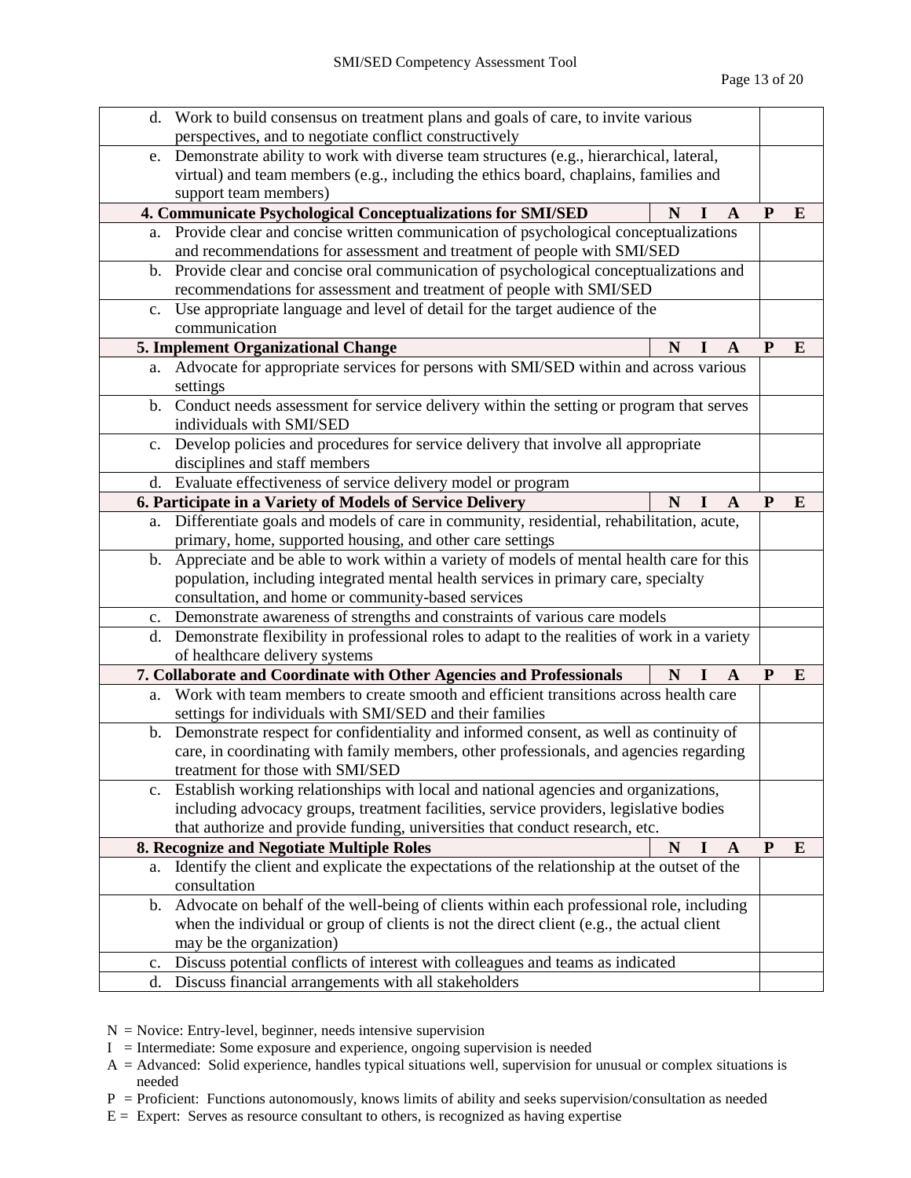| | | |
|---|---|---|
| d. Work to build consensus on treatment plans and goals of care, to invite various perspectives, and to negotiate conflict constructively | | |
| e. Demonstrate ability to work with diverse team structures (e.g., hierarchical, lateral, virtual) and team members (e.g., including the ethics board, chaplains, families and support team members) | | |
| **4. Communicate Psychological Conceptualizations for SMI/SED** | **N I A** | **P E** |
| a. Provide clear and concise written communication of psychological conceptualizations and recommendations for assessment and treatment of people with SMI/SED | | |
| b. Provide clear and concise oral communication of psychological conceptualizations and recommendations for assessment and treatment of people with SMI/SED | | |
| c. Use appropriate language and level of detail for the target audience of the communication | | |
| **5. Implement Organizational Change** | **N I A** | **P E** |
| a. Advocate for appropriate services for persons with SMI/SED within and across various settings | | |
| b. Conduct needs assessment for service delivery within the setting or program that serves individuals with SMI/SED | | |
| c. Develop policies and procedures for service delivery that involve all appropriate disciplines and staff members | | |
| d. Evaluate effectiveness of service delivery model or program | | |
| **6. Participate in a Variety of Models of Service Delivery** | **N I A** | **P E** |
| a. Differentiate goals and models of care in community, residential, rehabilitation, acute, primary, home, supported housing, and other care settings | | |
| b. Appreciate and be able to work within a variety of models of mental health care for this population, including integrated mental health services in primary care, specialty consultation, and home or community-based services | | |
| c. Demonstrate awareness of strengths and constraints of various care models | | |
| d. Demonstrate flexibility in professional roles to adapt to the realities of work in a variety of healthcare delivery systems | | |
| **7. Collaborate and Coordinate with Other Agencies and Professionals** | **N I A** | **P E** |
| a. Work with team members to create smooth and efficient transitions across health care settings for individuals with SMI/SED and their families | | |
| b. Demonstrate respect for confidentiality and informed consent, as well as continuity of care, in coordinating with family members, other professionals, and agencies regarding treatment for those with SMI/SED | | |
| c. Establish working relationships with local and national agencies and organizations, including advocacy groups, treatment facilities, service providers, legislative bodies that authorize and provide funding, universities that conduct research, etc. | | |
| **8. Recognize and Negotiate Multiple Roles** | **N I A** | **P E** |
| a. Identify the client and explicate the expectations of the relationship at the outset of the consultation | | |
| b. Advocate on behalf of the well-being of clients within each professional role, including when the individual or group of clients is not the direct client (e.g., the actual client may be the organization) | | |
| c. Discuss potential conflicts of interest with colleagues and teams as indicated | | |
| d. Discuss financial arrangements with all stakeholders | | |

N = Novice: Entry-level, beginner, needs intensive supervision
I = Intermediate: Some exposure and experience, ongoing supervision is needed
A = Advanced: Solid experience, handles typical situations well, supervision for unusual or complex situations is needed
P = Proficient: Functions autonomously, knows limits of ability and seeks supervision/consultation as needed
E = Expert: Serves as resource consultant to others, is recognized as having expertise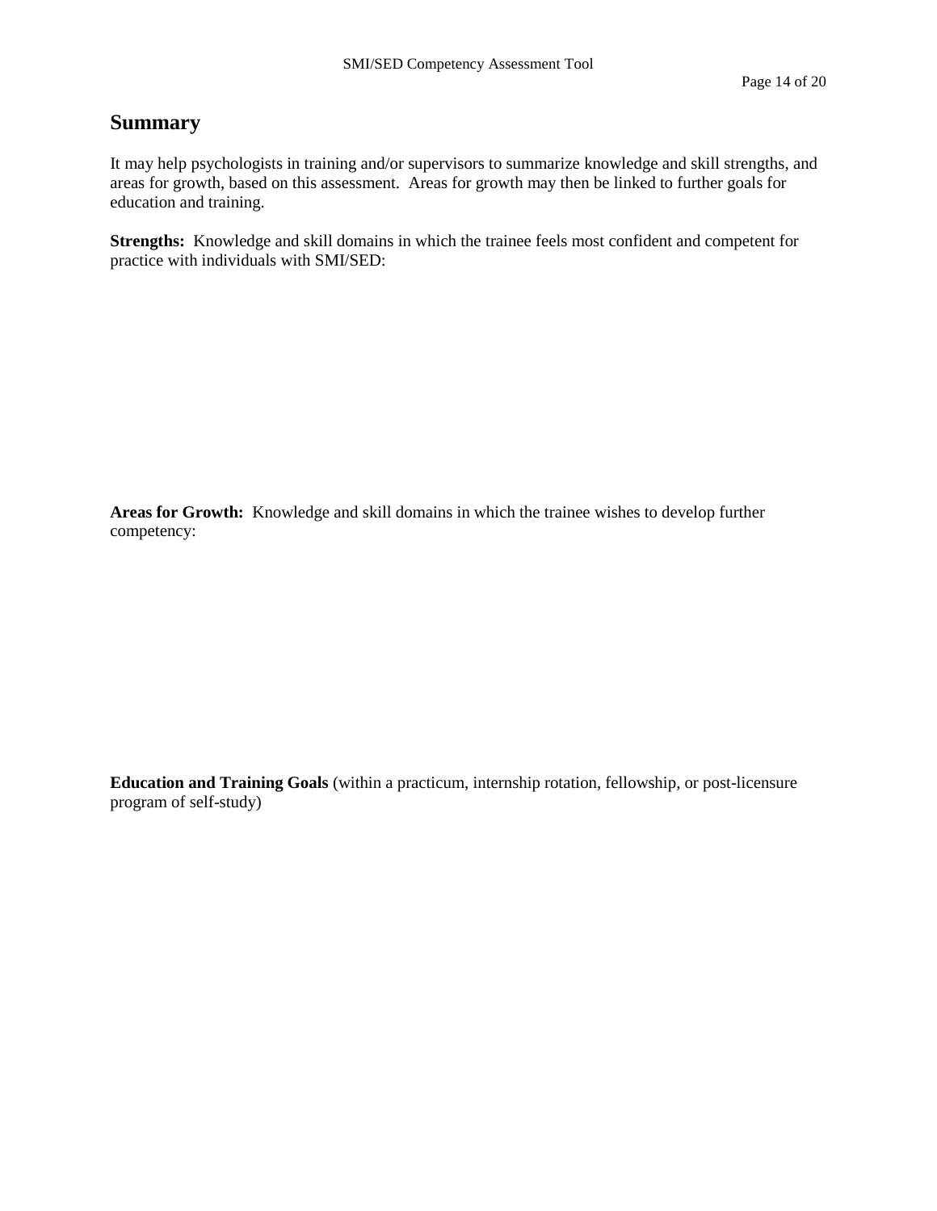## Summary

It may help psychologists in training and/or supervisors to summarize knowledge and skill strengths, and areas for growth, based on this assessment. Areas for growth may then be linked to further goals for education and training.

**Strengths:** Knowledge and skill domains in which the trainee feels most confident and competent for practice with individuals with SMI/SED:

**Areas for Growth:** Knowledge and skill domains in which the trainee wishes to develop further competency:

**Education and Training Goals** (within a practicum, internship rotation, fellowship, or post-licensure program of self-study)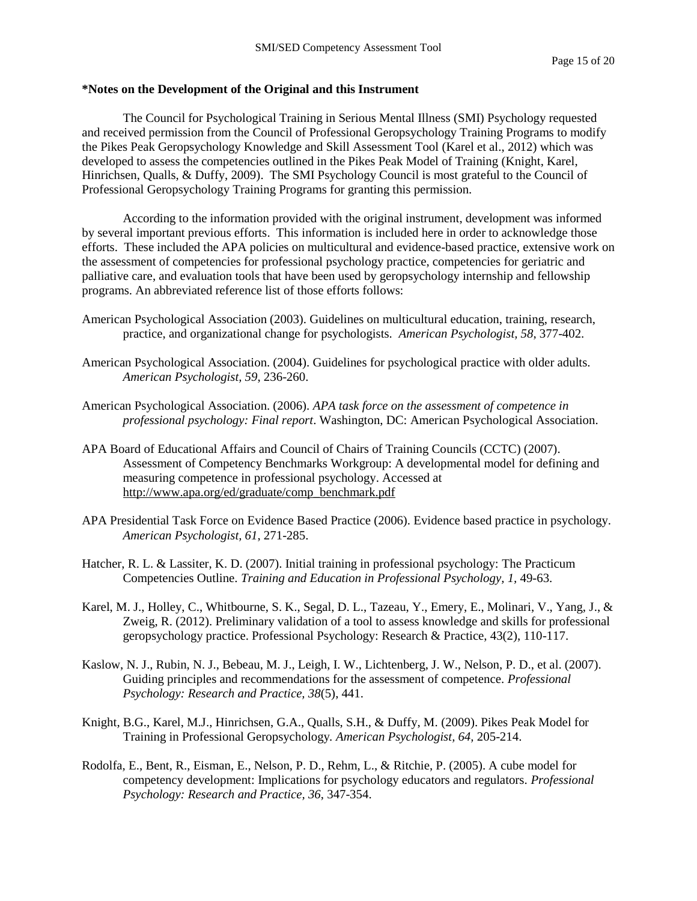**\*Notes on the Development of the Original and this Instrument**

The Council for Psychological Training in Serious Mental Illness (SMI) Psychology requested and received permission from the Council of Professional Geropsychology Training Programs to modify the Pikes Peak Geropsychology Knowledge and Skill Assessment Tool (Karel et al., 2012) which was developed to assess the competencies outlined in the Pikes Peak Model of Training (Knight, Karel, Hinrichsen, Qualls, & Duffy, 2009). The SMI Psychology Council is most grateful to the Council of Professional Geropsychology Training Programs for granting this permission.

According to the information provided with the original instrument, development was informed by several important previous efforts. This information is included here in order to acknowledge those efforts. These included the APA policies on multicultural and evidence-based practice, extensive work on the assessment of competencies for professional psychology practice, competencies for geriatric and palliative care, and evaluation tools that have been used by geropsychology internship and fellowship programs. An abbreviated reference list of those efforts follows:

American Psychological Association (2003). Guidelines on multicultural education, training, research, practice, and organizational change for psychologists. *American Psychologist, 58*, 377-402.

American Psychological Association. (2004). Guidelines for psychological practice with older adults. *American Psychologist, 59*, 236-260.

American Psychological Association. (2006). *APA task force on the assessment of competence in professional psychology: Final report*. Washington, DC: American Psychological Association.

APA Board of Educational Affairs and Council of Chairs of Training Councils (CCTC) (2007). Assessment of Competency Benchmarks Workgroup: A developmental model for defining and measuring competence in professional psychology. Accessed at http://www.apa.org/ed/graduate/comp_benchmark.pdf

APA Presidential Task Force on Evidence Based Practice (2006). Evidence based practice in psychology. *American Psychologist, 61*, 271-285.

Hatcher, R. L. & Lassiter, K. D. (2007). Initial training in professional psychology: The Practicum Competencies Outline. *Training and Education in Professional Psychology, 1*, 49-63.

Karel, M. J., Holley, C., Whitbourne, S. K., Segal, D. L., Tazeau, Y., Emery, E., Molinari, V., Yang, J., & Zweig, R. (2012). Preliminary validation of a tool to assess knowledge and skills for professional geropsychology practice. Professional Psychology: Research & Practice, 43(2), 110-117.

Kaslow, N. J., Rubin, N. J., Bebeau, M. J., Leigh, I. W., Lichtenberg, J. W., Nelson, P. D., et al. (2007). Guiding principles and recommendations for the assessment of competence. *Professional Psychology: Research and Practice, 38*(5), 441.

Knight, B.G., Karel, M.J., Hinrichsen, G.A., Qualls, S.H., & Duffy, M. (2009). Pikes Peak Model for Training in Professional Geropsychology. *American Psychologist, 64*, 205-214.

Rodolfa, E., Bent, R., Eisman, E., Nelson, P. D., Rehm, L., & Ritchie, P. (2005). A cube model for competency development: Implications for psychology educators and regulators. *Professional Psychology: Research and Practice, 36*, 347-354.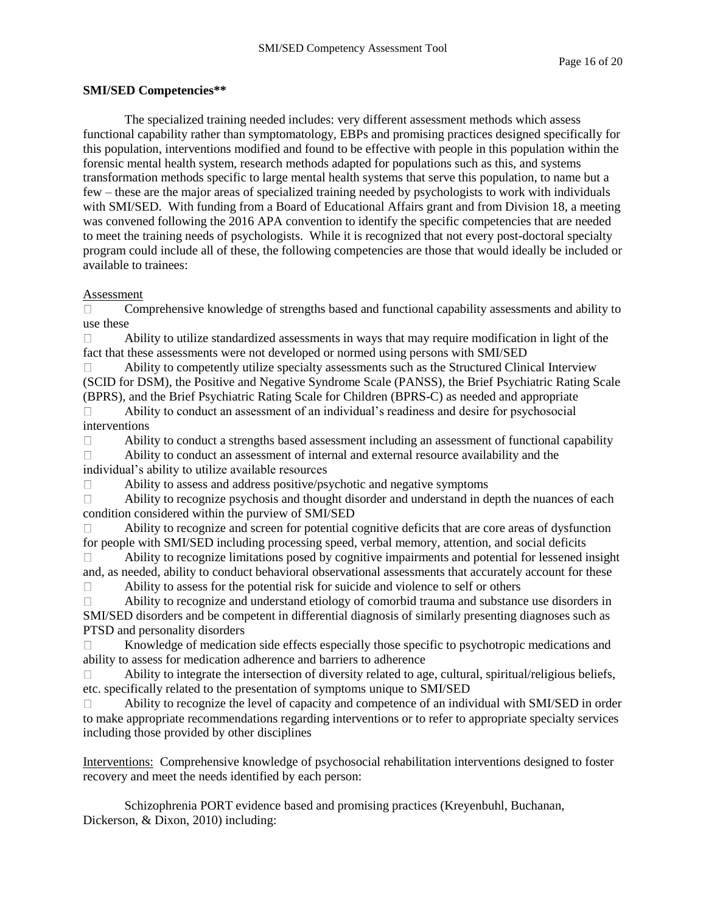**SMI/SED Competencies****

The specialized training needed includes: very different assessment methods which assess functional capability rather than symptomatology, EBPs and promising practices designed specifically for this population, interventions modified and found to be effective with people in this population within the forensic mental health system, research methods adapted for populations such as this, and systems transformation methods specific to large mental health systems that serve this population, to name but a few – these are the major areas of specialized training needed by psychologists to work with individuals with SMI/SED. With funding from a Board of Educational Affairs grant and from Division 18, a meeting was convened following the 2016 APA convention to identify the specific competencies that are needed to meet the training needs of psychologists. While it is recognized that not every post-doctoral specialty program could include all of these, the following competencies are those that would ideally be included or available to trainees:

Assessment

- Comprehensive knowledge of strengths based and functional capability assessments and ability to use these
- Ability to utilize standardized assessments in ways that may require modification in light of the fact that these assessments were not developed or normed using persons with SMI/SED
- Ability to competently utilize specialty assessments such as the Structured Clinical Interview (SCID for DSM), the Positive and Negative Syndrome Scale (PANSS), the Brief Psychiatric Rating Scale (BPRS), and the Brief Psychiatric Rating Scale for Children (BPRS-C) as needed and appropriate
- Ability to conduct an assessment of an individual's readiness and desire for psychosocial interventions
- Ability to conduct a strengths based assessment including an assessment of functional capability
- Ability to conduct an assessment of internal and external resource availability and the individual's ability to utilize available resources
- Ability to assess and address positive/psychotic and negative symptoms
- Ability to recognize psychosis and thought disorder and understand in depth the nuances of each condition considered within the purview of SMI/SED
- Ability to recognize and screen for potential cognitive deficits that are core areas of dysfunction for people with SMI/SED including processing speed, verbal memory, attention, and social deficits
- Ability to recognize limitations posed by cognitive impairments and potential for lessened insight and, as needed, ability to conduct behavioral observational assessments that accurately account for these
- Ability to assess for the potential risk for suicide and violence to self or others
- Ability to recognize and understand etiology of comorbid trauma and substance use disorders in SMI/SED disorders and be competent in differential diagnosis of similarly presenting diagnoses such as PTSD and personality disorders
- Knowledge of medication side effects especially those specific to psychotropic medications and ability to assess for medication adherence and barriers to adherence
- Ability to integrate the intersection of diversity related to age, cultural, spiritual/religious beliefs, etc. specifically related to the presentation of symptoms unique to SMI/SED
- Ability to recognize the level of capacity and competence of an individual with SMI/SED in order to make appropriate recommendations regarding interventions or to refer to appropriate specialty services including those provided by other disciplines

Interventions: Comprehensive knowledge of psychosocial rehabilitation interventions designed to foster recovery and meet the needs identified by each person:

Schizophrenia PORT evidence based and promising practices (Kreyenbuhl, Buchanan, Dickerson, & Dixon, 2010) including: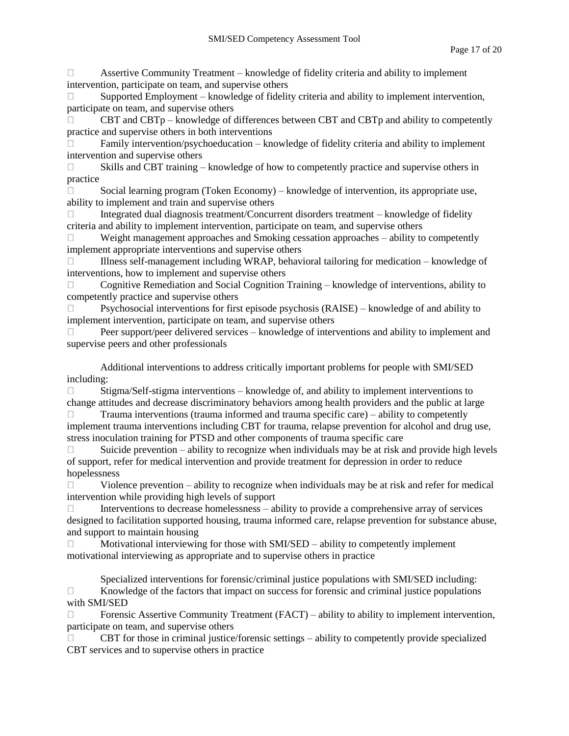- Assertive Community Treatment – knowledge of fidelity criteria and ability to implement intervention, participate on team, and supervise others
- Supported Employment – knowledge of fidelity criteria and ability to implement intervention, participate on team, and supervise others
- CBT and CBTp – knowledge of differences between CBT and CBTp and ability to competently practice and supervise others in both interventions
- Family intervention/psychoeducation – knowledge of fidelity criteria and ability to implement intervention and supervise others
- Skills and CBT training – knowledge of how to competently practice and supervise others in practice
- Social learning program (Token Economy) – knowledge of intervention, its appropriate use, ability to implement and train and supervise others
- Integrated dual diagnosis treatment/Concurrent disorders treatment – knowledge of fidelity criteria and ability to implement intervention, participate on team, and supervise others
- Weight management approaches and Smoking cessation approaches – ability to competently implement appropriate interventions and supervise others
- Illness self-management including WRAP, behavioral tailoring for medication – knowledge of interventions, how to implement and supervise others
- Cognitive Remediation and Social Cognition Training – knowledge of interventions, ability to competently practice and supervise others
- Psychosocial interventions for first episode psychosis (RAISE) – knowledge of and ability to implement intervention, participate on team, and supervise others
- Peer support/peer delivered services – knowledge of interventions and ability to implement and supervise peers and other professionals

Additional interventions to address critically important problems for people with SMI/SED including:

- Stigma/Self-stigma interventions – knowledge of, and ability to implement interventions to change attitudes and decrease discriminatory behaviors among health providers and the public at large
- Trauma interventions (trauma informed and trauma specific care) – ability to competently implement trauma interventions including CBT for trauma, relapse prevention for alcohol and drug use, stress inoculation training for PTSD and other components of trauma specific care
- Suicide prevention – ability to recognize when individuals may be at risk and provide high levels of support, refer for medical intervention and provide treatment for depression in order to reduce hopelessness
- Violence prevention – ability to recognize when individuals may be at risk and refer for medical intervention while providing high levels of support
- Interventions to decrease homelessness – ability to provide a comprehensive array of services designed to facilitation supported housing, trauma informed care, relapse prevention for substance abuse, and support to maintain housing
- Motivational interviewing for those with SMI/SED – ability to competently implement motivational interviewing as appropriate and to supervise others in practice

Specialized interventions for forensic/criminal justice populations with SMI/SED including:

- Knowledge of the factors that impact on success for forensic and criminal justice populations with SMI/SED
- Forensic Assertive Community Treatment (FACT) – ability to ability to implement intervention, participate on team, and supervise others
- CBT for those in criminal justice/forensic settings – ability to competently provide specialized CBT services and to supervise others in practice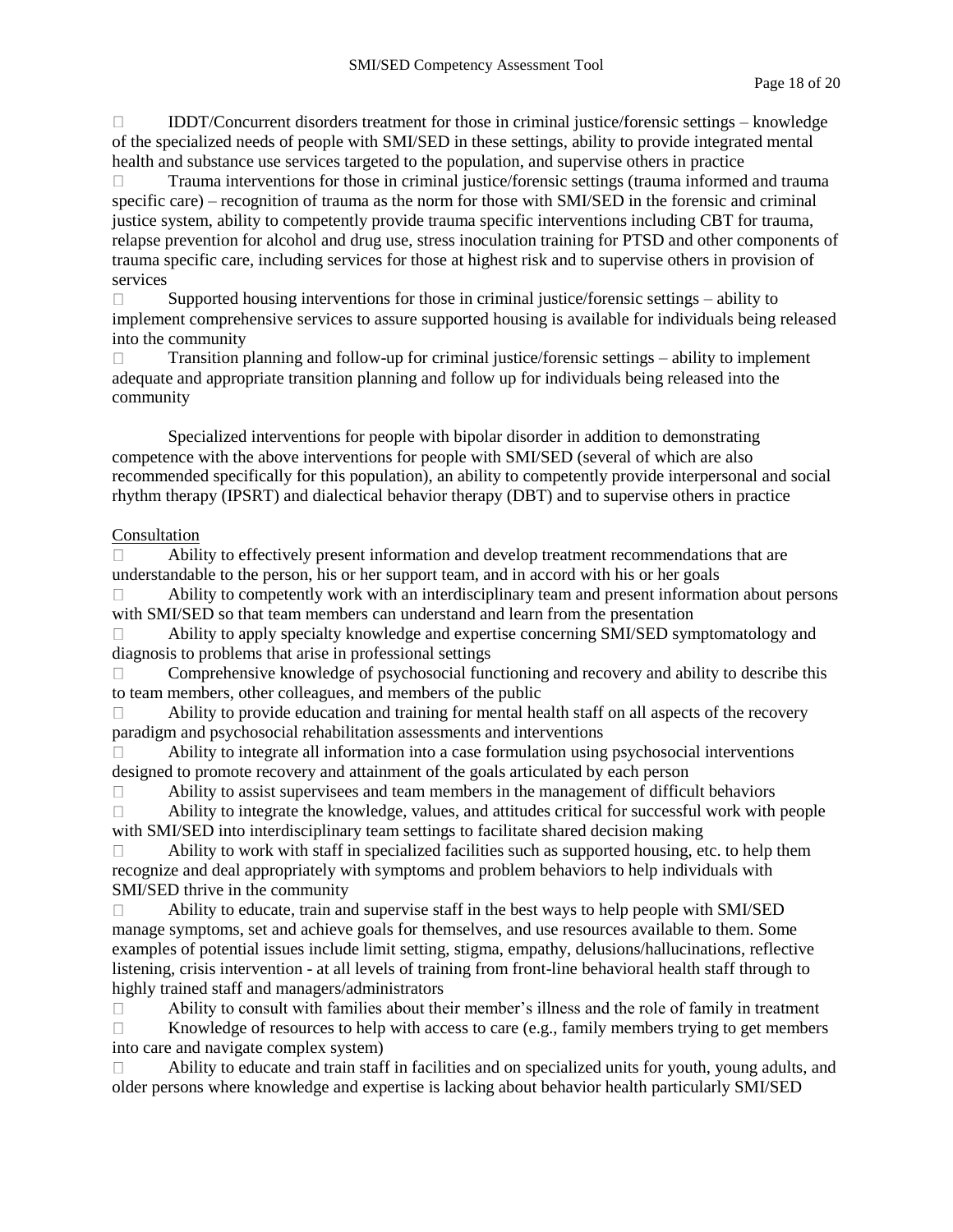- IDDT/Concurrent disorders treatment for those in criminal justice/forensic settings – knowledge of the specialized needs of people with SMI/SED in these settings, ability to provide integrated mental health and substance use services targeted to the population, and supervise others in practice
- Trauma interventions for those in criminal justice/forensic settings (trauma informed and trauma specific care) – recognition of trauma as the norm for those with SMI/SED in the forensic and criminal justice system, ability to competently provide trauma specific interventions including CBT for trauma, relapse prevention for alcohol and drug use, stress inoculation training for PTSD and other components of trauma specific care, including services for those at highest risk and to supervise others in provision of services
- Supported housing interventions for those in criminal justice/forensic settings – ability to implement comprehensive services to assure supported housing is available for individuals being released into the community
- Transition planning and follow-up for criminal justice/forensic settings – ability to implement adequate and appropriate transition planning and follow up for individuals being released into the community

Specialized interventions for people with bipolar disorder in addition to demonstrating competence with the above interventions for people with SMI/SED (several of which are also recommended specifically for this population), an ability to competently provide interpersonal and social rhythm therapy (IPSRT) and dialectical behavior therapy (DBT) and to supervise others in practice

Consultation

- Ability to effectively present information and develop treatment recommendations that are understandable to the person, his or her support team, and in accord with his or her goals
- Ability to competently work with an interdisciplinary team and present information about persons with SMI/SED so that team members can understand and learn from the presentation
- Ability to apply specialty knowledge and expertise concerning SMI/SED symptomatology and diagnosis to problems that arise in professional settings
- Comprehensive knowledge of psychosocial functioning and recovery and ability to describe this to team members, other colleagues, and members of the public
- Ability to provide education and training for mental health staff on all aspects of the recovery paradigm and psychosocial rehabilitation assessments and interventions
- Ability to integrate all information into a case formulation using psychosocial interventions designed to promote recovery and attainment of the goals articulated by each person
- Ability to assist supervisees and team members in the management of difficult behaviors
- Ability to integrate the knowledge, values, and attitudes critical for successful work with people with SMI/SED into interdisciplinary team settings to facilitate shared decision making
- Ability to work with staff in specialized facilities such as supported housing, etc. to help them recognize and deal appropriately with symptoms and problem behaviors to help individuals with SMI/SED thrive in the community
- Ability to educate, train and supervise staff in the best ways to help people with SMI/SED manage symptoms, set and achieve goals for themselves, and use resources available to them. Some examples of potential issues include limit setting, stigma, empathy, delusions/hallucinations, reflective listening, crisis intervention - at all levels of training from front-line behavioral health staff through to highly trained staff and managers/administrators
- Ability to consult with families about their member's illness and the role of family in treatment
- Knowledge of resources to help with access to care (e.g., family members trying to get members into care and navigate complex system)
- Ability to educate and train staff in facilities and on specialized units for youth, young adults, and older persons where knowledge and expertise is lacking about behavior health particularly SMI/SED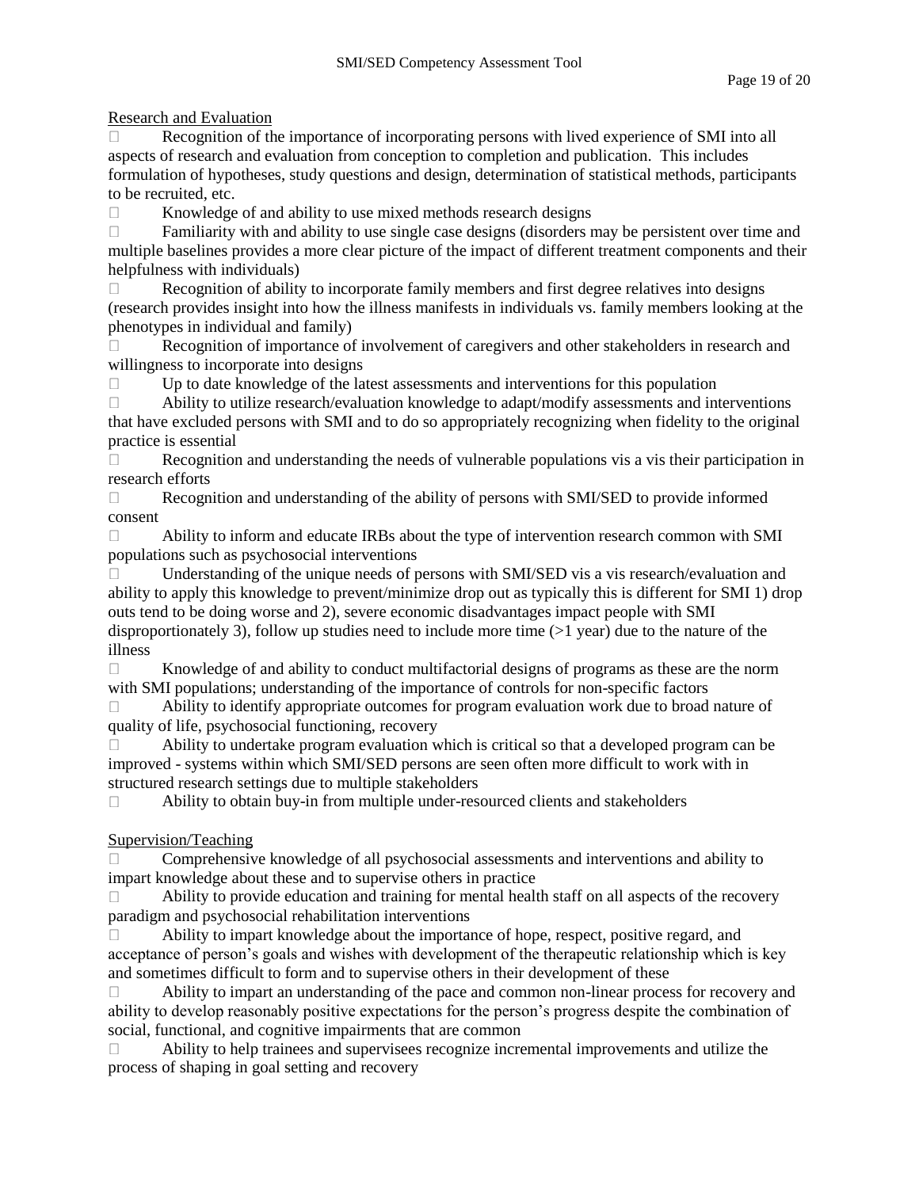Research and Evaluation

- Recognition of the importance of incorporating persons with lived experience of SMI into all aspects of research and evaluation from conception to completion and publication. This includes formulation of hypotheses, study questions and design, determination of statistical methods, participants to be recruited, etc.
- Knowledge of and ability to use mixed methods research designs
- Familiarity with and ability to use single case designs (disorders may be persistent over time and multiple baselines provides a more clear picture of the impact of different treatment components and their helpfulness with individuals)
- Recognition of ability to incorporate family members and first degree relatives into designs (research provides insight into how the illness manifests in individuals vs. family members looking at the phenotypes in individual and family)
- Recognition of importance of involvement of caregivers and other stakeholders in research and willingness to incorporate into designs
- Up to date knowledge of the latest assessments and interventions for this population
- Ability to utilize research/evaluation knowledge to adapt/modify assessments and interventions that have excluded persons with SMI and to do so appropriately recognizing when fidelity to the original practice is essential
- Recognition and understanding the needs of vulnerable populations vis a vis their participation in research efforts
- Recognition and understanding of the ability of persons with SMI/SED to provide informed consent
- Ability to inform and educate IRBs about the type of intervention research common with SMI populations such as psychosocial interventions
- Understanding of the unique needs of persons with SMI/SED vis a vis research/evaluation and ability to apply this knowledge to prevent/minimize drop out as typically this is different for SMI 1) drop outs tend to be doing worse and 2), severe economic disadvantages impact people with SMI disproportionately 3), follow up studies need to include more time (>1 year) due to the nature of the illness
- Knowledge of and ability to conduct multifactorial designs of programs as these are the norm with SMI populations; understanding of the importance of controls for non-specific factors
- Ability to identify appropriate outcomes for program evaluation work due to broad nature of quality of life, psychosocial functioning, recovery
- Ability to undertake program evaluation which is critical so that a developed program can be improved - systems within which SMI/SED persons are seen often more difficult to work with in structured research settings due to multiple stakeholders
- Ability to obtain buy-in from multiple under-resourced clients and stakeholders

Supervision/Teaching

- Comprehensive knowledge of all psychosocial assessments and interventions and ability to impart knowledge about these and to supervise others in practice
- Ability to provide education and training for mental health staff on all aspects of the recovery paradigm and psychosocial rehabilitation interventions
- Ability to impart knowledge about the importance of hope, respect, positive regard, and acceptance of person's goals and wishes with development of the therapeutic relationship which is key and sometimes difficult to form and to supervise others in their development of these
- Ability to impart an understanding of the pace and common non-linear process for recovery and ability to develop reasonably positive expectations for the person's progress despite the combination of social, functional, and cognitive impairments that are common
- Ability to help trainees and supervisees recognize incremental improvements and utilize the process of shaping in goal setting and recovery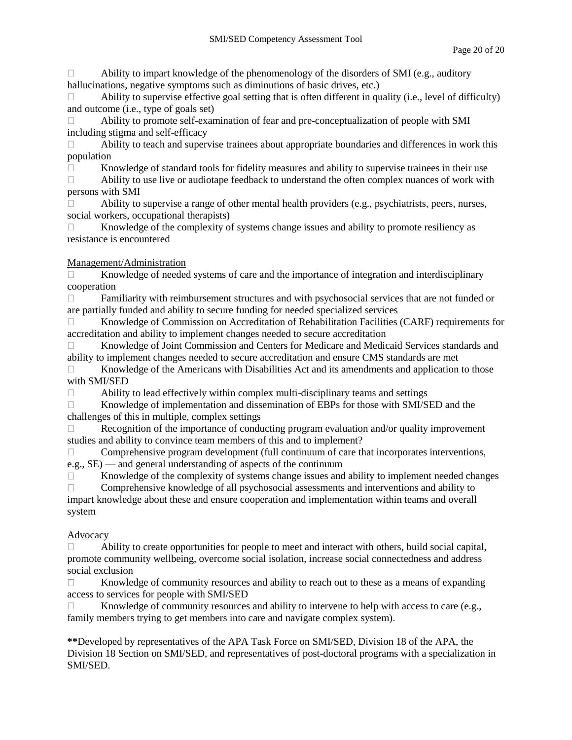- Ability to impart knowledge of the phenomenology of the disorders of SMI (e.g., auditory hallucinations, negative symptoms such as diminutions of basic drives, etc.)
- Ability to supervise effective goal setting that is often different in quality (i.e., level of difficulty) and outcome (i.e., type of goals set)
- Ability to promote self-examination of fear and pre-conceptualization of people with SMI including stigma and self-efficacy
- Ability to teach and supervise trainees about appropriate boundaries and differences in work this population
- Knowledge of standard tools for fidelity measures and ability to supervise trainees in their use
- Ability to use live or audiotape feedback to understand the often complex nuances of work with persons with SMI
- Ability to supervise a range of other mental health providers (e.g., psychiatrists, peers, nurses, social workers, occupational therapists)
- Knowledge of the complexity of systems change issues and ability to promote resiliency as resistance is encountered

<u>Management/Administration</u>

- Knowledge of needed systems of care and the importance of integration and interdisciplinary cooperation
- Familiarity with reimbursement structures and with psychosocial services that are not funded or are partially funded and ability to secure funding for needed specialized services
- Knowledge of Commission on Accreditation of Rehabilitation Facilities (CARF) requirements for accreditation and ability to implement changes needed to secure accreditation
- Knowledge of Joint Commission and Centers for Medicare and Medicaid Services standards and ability to implement changes needed to secure accreditation and ensure CMS standards are met
- Knowledge of the Americans with Disabilities Act and its amendments and application to those with SMI/SED
- Ability to lead effectively within complex multi-disciplinary teams and settings
- Knowledge of implementation and dissemination of EBPs for those with SMI/SED and the challenges of this in multiple, complex settings
- Recognition of the importance of conducting program evaluation and/or quality improvement studies and ability to convince team members of this and to implement?
- Comprehensive program development (full continuum of care that incorporates interventions, e.g., SE) — and general understanding of aspects of the continuum
- Knowledge of the complexity of systems change issues and ability to implement needed changes
- Comprehensive knowledge of all psychosocial assessments and interventions and ability to impart knowledge about these and ensure cooperation and implementation within teams and overall system

<u>Advocacy</u>

- Ability to create opportunities for people to meet and interact with others, build social capital, promote community wellbeing, overcome social isolation, increase social connectedness and address social exclusion
- Knowledge of community resources and ability to reach out to these as a means of expanding access to services for people with SMI/SED
- Knowledge of community resources and ability to intervene to help with access to care (e.g., family members trying to get members into care and navigate complex system).

**\*\***Developed by representatives of the APA Task Force on SMI/SED, Division 18 of the APA, the Division 18 Section on SMI/SED, and representatives of post-doctoral programs with a specialization in SMI/SED.